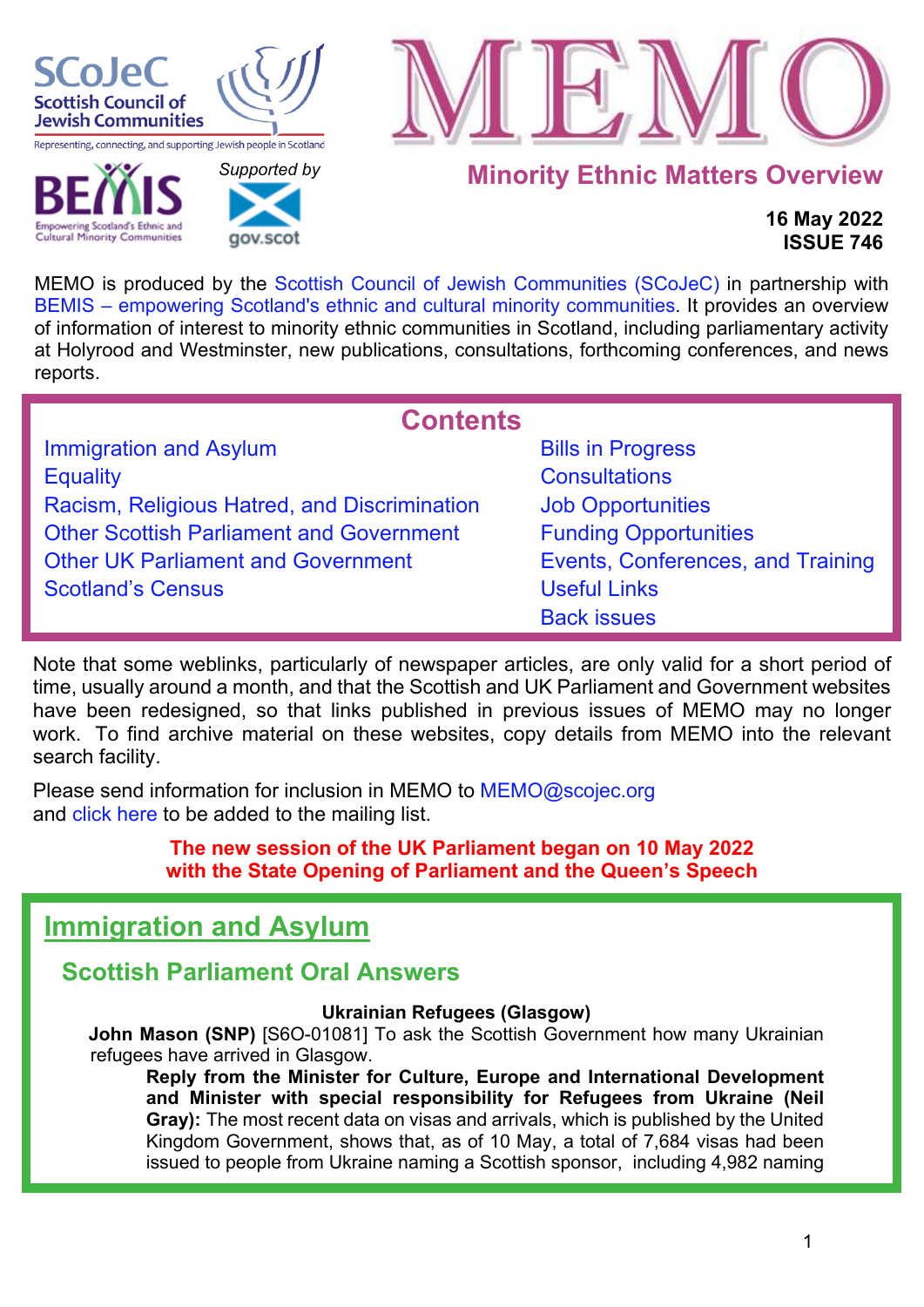SCoJeC
Scottish Council of Jewish Communities
Representing, connecting, and supporting Jewish people in Scotland

BEMIS
Empowering Scotland's Ethnic and Cultural Minority Communities

*Supported by*
gov.scot

# MEMO

## Minority Ethnic Matters Overview

**16 May 2022**
**ISSUE 746**

MEMO is produced by the Scottish Council of Jewish Communities (SCoJeC) in partnership with BEMIS – empowering Scotland's ethnic and cultural minority communities. It provides an overview of information of interest to minority ethnic communities in Scotland, including parliamentary activity at Holyrood and Westminster, new publications, consultations, forthcoming conferences, and news reports.

## Contents

- Immigration and Asylum
- Equality
- Racism, Religious Hatred, and Discrimination
- Other Scottish Parliament and Government
- Other UK Parliament and Government
- Scotland's Census
- Bills in Progress
- Consultations
- Job Opportunities
- Funding Opportunities
- Events, Conferences, and Training
- Useful Links
- Back issues

Note that some weblinks, particularly of newspaper articles, are only valid for a short period of time, usually around a month, and that the Scottish and UK Parliament and Government websites have been redesigned, so that links published in previous issues of MEMO may no longer work. To find archive material on these websites, copy details from MEMO into the relevant search facility.

Please send information for inclusion in MEMO to MEMO@scojec.org
and click here to be added to the mailing list.

**The new session of the UK Parliament began on 10 May 2022**
**with the State Opening of Parliament and the Queen's Speech**

## Immigration and Asylum

### Scottish Parliament Oral Answers

**Ukrainian Refugees (Glasgow)**

**John Mason (SNP)** [S6O-01081] To ask the Scottish Government how many Ukrainian refugees have arrived in Glasgow.

**Reply from the Minister for Culture, Europe and International Development and Minister with special responsibility for Refugees from Ukraine (Neil Gray):** The most recent data on visas and arrivals, which is published by the United Kingdom Government, shows that, as of 10 May, a total of 7,684 visas had been issued to people from Ukraine naming a Scottish sponsor, including 4,982 naming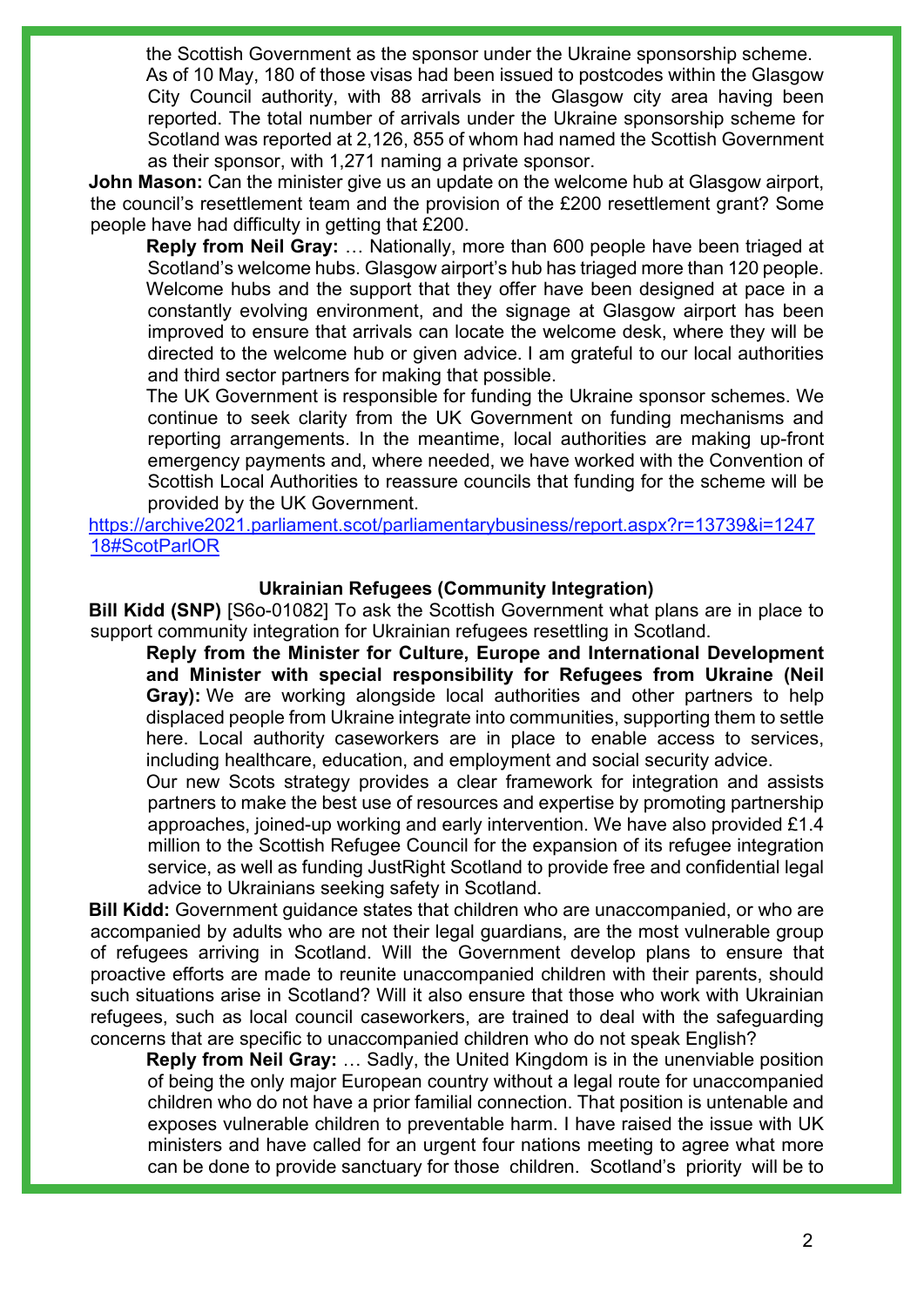the Scottish Government as the sponsor under the Ukraine sponsorship scheme. As of 10 May, 180 of those visas had been issued to postcodes within the Glasgow City Council authority, with 88 arrivals in the Glasgow city area having been reported. The total number of arrivals under the Ukraine sponsorship scheme for Scotland was reported at 2,126, 855 of whom had named the Scottish Government as their sponsor, with 1,271 naming a private sponsor.

**John Mason:** Can the minister give us an update on the welcome hub at Glasgow airport, the council's resettlement team and the provision of the £200 resettlement grant? Some people have had difficulty in getting that £200.

> **Reply from Neil Gray:** … Nationally, more than 600 people have been triaged at Scotland's welcome hubs. Glasgow airport's hub has triaged more than 120 people. Welcome hubs and the support that they offer have been designed at pace in a constantly evolving environment, and the signage at Glasgow airport has been improved to ensure that arrivals can locate the welcome desk, where they will be directed to the welcome hub or given advice. I am grateful to our local authorities and third sector partners for making that possible.
>
> The UK Government is responsible for funding the Ukraine sponsor schemes. We continue to seek clarity from the UK Government on funding mechanisms and reporting arrangements. In the meantime, local authorities are making up-front emergency payments and, where needed, we have worked with the Convention of Scottish Local Authorities to reassure councils that funding for the scheme will be provided by the UK Government.

https://archive2021.parliament.scot/parliamentarybusiness/report.aspx?r=13739&i=124718#ScotParlOR

### Ukrainian Refugees (Community Integration)

**Bill Kidd (SNP)** [S6o-01082] To ask the Scottish Government what plans are in place to support community integration for Ukrainian refugees resettling in Scotland.

> **Reply from the Minister for Culture, Europe and International Development and Minister with special responsibility for Refugees from Ukraine (Neil Gray):** We are working alongside local authorities and other partners to help displaced people from Ukraine integrate into communities, supporting them to settle here. Local authority caseworkers are in place to enable access to services, including healthcare, education, and employment and social security advice.
>
> Our new Scots strategy provides a clear framework for integration and assists partners to make the best use of resources and expertise by promoting partnership approaches, joined-up working and early intervention. We have also provided £1.4 million to the Scottish Refugee Council for the expansion of its refugee integration service, as well as funding JustRight Scotland to provide free and confidential legal advice to Ukrainians seeking safety in Scotland.

**Bill Kidd:** Government guidance states that children who are unaccompanied, or who are accompanied by adults who are not their legal guardians, are the most vulnerable group of refugees arriving in Scotland. Will the Government develop plans to ensure that proactive efforts are made to reunite unaccompanied children with their parents, should such situations arise in Scotland? Will it also ensure that those who work with Ukrainian refugees, such as local council caseworkers, are trained to deal with the safeguarding concerns that are specific to unaccompanied children who do not speak English?

> **Reply from Neil Gray:** … Sadly, the United Kingdom is in the unenviable position of being the only major European country without a legal route for unaccompanied children who do not have a prior familial connection. That position is untenable and exposes vulnerable children to preventable harm. I have raised the issue with UK ministers and have called for an urgent four nations meeting to agree what more can be done to provide sanctuary for those children. Scotland's priority will be to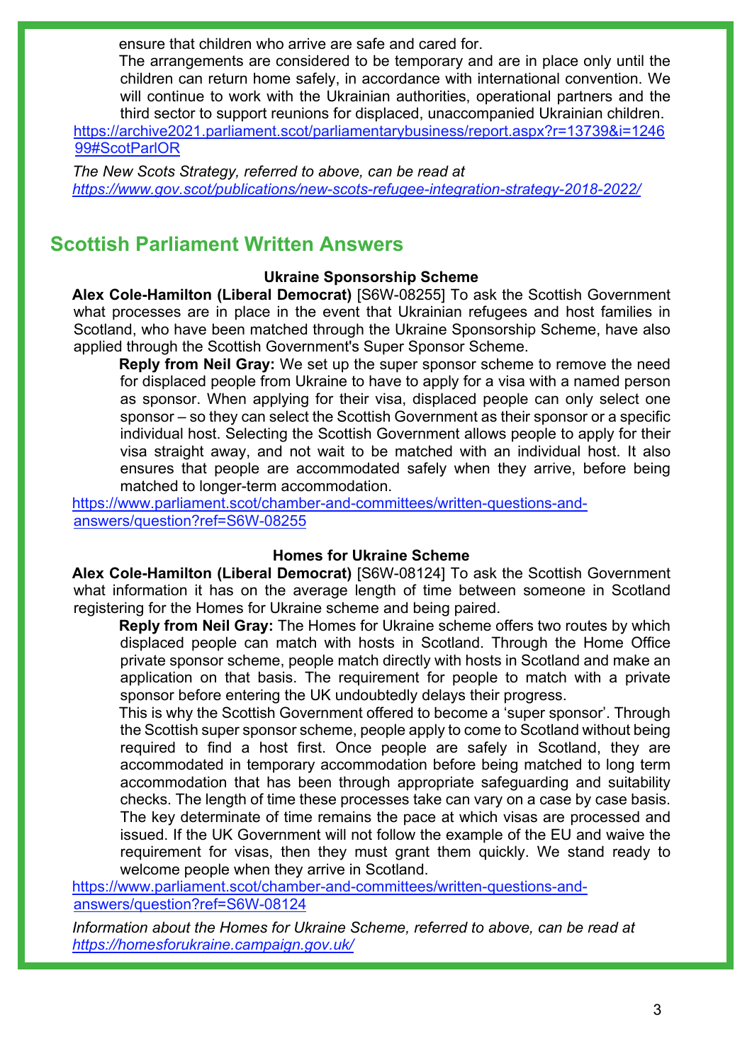ensure that children who arrive are safe and cared for.

The arrangements are considered to be temporary and are in place only until the children can return home safely, in accordance with international convention. We will continue to work with the Ukrainian authorities, operational partners and the third sector to support reunions for displaced, unaccompanied Ukrainian children.

https://archive2021.parliament.scot/parliamentarybusiness/report.aspx?r=13739&i=124699#ScotParlOR

*The New Scots Strategy, referred to above, can be read at https://www.gov.scot/publications/new-scots-refugee-integration-strategy-2018-2022/*

## Scottish Parliament Written Answers

### Ukraine Sponsorship Scheme

**Alex Cole-Hamilton (Liberal Democrat)** [S6W-08255] To ask the Scottish Government what processes are in place in the event that Ukrainian refugees and host families in Scotland, who have been matched through the Ukraine Sponsorship Scheme, have also applied through the Scottish Government's Super Sponsor Scheme.

**Reply from Neil Gray:** We set up the super sponsor scheme to remove the need for displaced people from Ukraine to have to apply for a visa with a named person as sponsor. When applying for their visa, displaced people can only select one sponsor – so they can select the Scottish Government as their sponsor or a specific individual host. Selecting the Scottish Government allows people to apply for their visa straight away, and not wait to be matched with an individual host. It also ensures that people are accommodated safely when they arrive, before being matched to longer-term accommodation.

https://www.parliament.scot/chamber-and-committees/written-questions-and-answers/question?ref=S6W-08255

### Homes for Ukraine Scheme

**Alex Cole-Hamilton (Liberal Democrat)** [S6W-08124] To ask the Scottish Government what information it has on the average length of time between someone in Scotland registering for the Homes for Ukraine scheme and being paired.

**Reply from Neil Gray:** The Homes for Ukraine scheme offers two routes by which displaced people can match with hosts in Scotland. Through the Home Office private sponsor scheme, people match directly with hosts in Scotland and make an application on that basis. The requirement for people to match with a private sponsor before entering the UK undoubtedly delays their progress.

This is why the Scottish Government offered to become a 'super sponsor'. Through the Scottish super sponsor scheme, people apply to come to Scotland without being required to find a host first. Once people are safely in Scotland, they are accommodated in temporary accommodation before being matched to long term accommodation that has been through appropriate safeguarding and suitability checks. The length of time these processes take can vary on a case by case basis. The key determinate of time remains the pace at which visas are processed and issued. If the UK Government will not follow the example of the EU and waive the requirement for visas, then they must grant them quickly. We stand ready to welcome people when they arrive in Scotland.

https://www.parliament.scot/chamber-and-committees/written-questions-and-answers/question?ref=S6W-08124

*Information about the Homes for Ukraine Scheme, referred to above, can be read at https://homesforukraine.campaign.gov.uk/*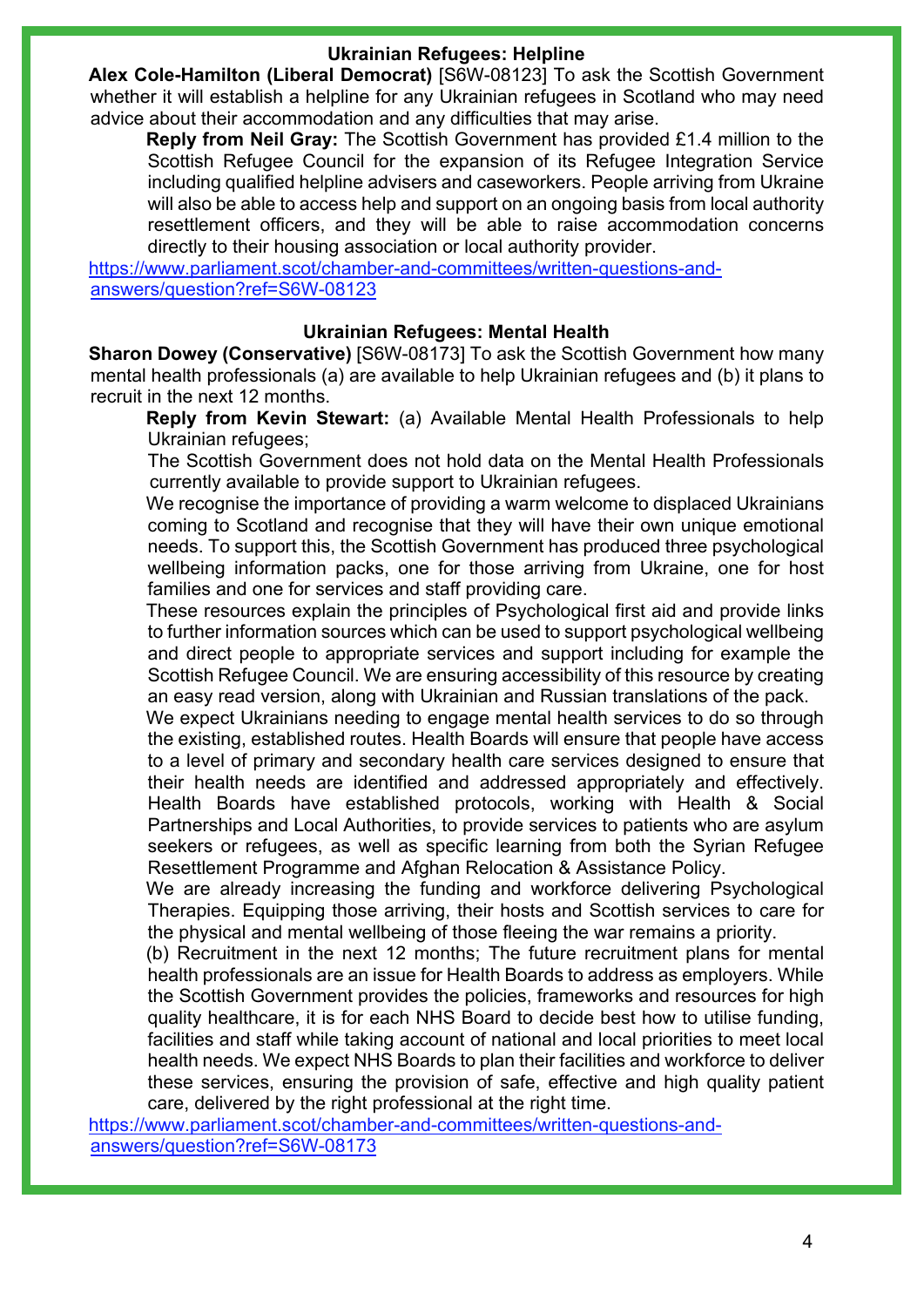### Ukrainian Refugees: Helpline

**Alex Cole-Hamilton (Liberal Democrat)** [S6W-08123] To ask the Scottish Government whether it will establish a helpline for any Ukrainian refugees in Scotland who may need advice about their accommodation and any difficulties that may arise.

**Reply from Neil Gray:** The Scottish Government has provided £1.4 million to the Scottish Refugee Council for the expansion of its Refugee Integration Service including qualified helpline advisers and caseworkers. People arriving from Ukraine will also be able to access help and support on an ongoing basis from local authority resettlement officers, and they will be able to raise accommodation concerns directly to their housing association or local authority provider.

https://www.parliament.scot/chamber-and-committees/written-questions-and-answers/question?ref=S6W-08123

### Ukrainian Refugees: Mental Health

**Sharon Dowey (Conservative)** [S6W-08173] To ask the Scottish Government how many mental health professionals (a) are available to help Ukrainian refugees and (b) it plans to recruit in the next 12 months.

**Reply from Kevin Stewart:** (a) Available Mental Health Professionals to help Ukrainian refugees;

The Scottish Government does not hold data on the Mental Health Professionals currently available to provide support to Ukrainian refugees.

We recognise the importance of providing a warm welcome to displaced Ukrainians coming to Scotland and recognise that they will have their own unique emotional needs. To support this, the Scottish Government has produced three psychological wellbeing information packs, one for those arriving from Ukraine, one for host families and one for services and staff providing care.

These resources explain the principles of Psychological first aid and provide links to further information sources which can be used to support psychological wellbeing and direct people to appropriate services and support including for example the Scottish Refugee Council. We are ensuring accessibility of this resource by creating an easy read version, along with Ukrainian and Russian translations of the pack.

We expect Ukrainians needing to engage mental health services to do so through the existing, established routes. Health Boards will ensure that people have access to a level of primary and secondary health care services designed to ensure that their health needs are identified and addressed appropriately and effectively. Health Boards have established protocols, working with Health & Social Partnerships and Local Authorities, to provide services to patients who are asylum seekers or refugees, as well as specific learning from both the Syrian Refugee Resettlement Programme and Afghan Relocation & Assistance Policy.

We are already increasing the funding and workforce delivering Psychological Therapies. Equipping those arriving, their hosts and Scottish services to care for the physical and mental wellbeing of those fleeing the war remains a priority.

(b) Recruitment in the next 12 months; The future recruitment plans for mental health professionals are an issue for Health Boards to address as employers. While the Scottish Government provides the policies, frameworks and resources for high quality healthcare, it is for each NHS Board to decide best how to utilise funding, facilities and staff while taking account of national and local priorities to meet local health needs. We expect NHS Boards to plan their facilities and workforce to deliver these services, ensuring the provision of safe, effective and high quality patient care, delivered by the right professional at the right time.

https://www.parliament.scot/chamber-and-committees/written-questions-and-answers/question?ref=S6W-08173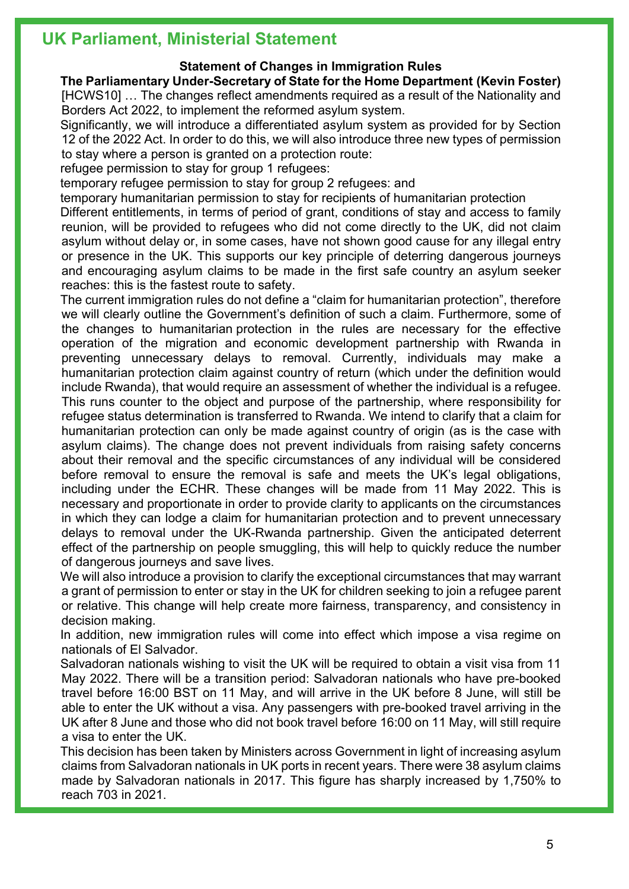## UK Parliament, Ministerial Statement

**Statement of Changes in Immigration Rules**

**The Parliamentary Under-Secretary of State for the Home Department (Kevin Foster)**

[HCWS10] … The changes reflect amendments required as a result of the Nationality and Borders Act 2022, to implement the reformed asylum system.

Significantly, we will introduce a differentiated asylum system as provided for by Section 12 of the 2022 Act. In order to do this, we will also introduce three new types of permission to stay where a person is granted on a protection route:

refugee permission to stay for group 1 refugees:

temporary refugee permission to stay for group 2 refugees: and

temporary humanitarian permission to stay for recipients of humanitarian protection

Different entitlements, in terms of period of grant, conditions of stay and access to family reunion, will be provided to refugees who did not come directly to the UK, did not claim asylum without delay or, in some cases, have not shown good cause for any illegal entry or presence in the UK. This supports our key principle of deterring dangerous journeys and encouraging asylum claims to be made in the first safe country an asylum seeker reaches: this is the fastest route to safety.

The current immigration rules do not define a "claim for humanitarian protection", therefore we will clearly outline the Government's definition of such a claim. Furthermore, some of the changes to humanitarian protection in the rules are necessary for the effective operation of the migration and economic development partnership with Rwanda in preventing unnecessary delays to removal. Currently, individuals may make a humanitarian protection claim against country of return (which under the definition would include Rwanda), that would require an assessment of whether the individual is a refugee. This runs counter to the object and purpose of the partnership, where responsibility for refugee status determination is transferred to Rwanda. We intend to clarify that a claim for humanitarian protection can only be made against country of origin (as is the case with asylum claims). The change does not prevent individuals from raising safety concerns about their removal and the specific circumstances of any individual will be considered before removal to ensure the removal is safe and meets the UK's legal obligations, including under the ECHR. These changes will be made from 11 May 2022. This is necessary and proportionate in order to provide clarity to applicants on the circumstances in which they can lodge a claim for humanitarian protection and to prevent unnecessary delays to removal under the UK-Rwanda partnership. Given the anticipated deterrent effect of the partnership on people smuggling, this will help to quickly reduce the number of dangerous journeys and save lives.

We will also introduce a provision to clarify the exceptional circumstances that may warrant a grant of permission to enter or stay in the UK for children seeking to join a refugee parent or relative. This change will help create more fairness, transparency, and consistency in decision making.

In addition, new immigration rules will come into effect which impose a visa regime on nationals of El Salvador.

Salvadoran nationals wishing to visit the UK will be required to obtain a visit visa from 11 May 2022. There will be a transition period: Salvadoran nationals who have pre-booked travel before 16:00 BST on 11 May, and will arrive in the UK before 8 June, will still be able to enter the UK without a visa. Any passengers with pre-booked travel arriving in the UK after 8 June and those who did not book travel before 16:00 on 11 May, will still require a visa to enter the UK.

This decision has been taken by Ministers across Government in light of increasing asylum claims from Salvadoran nationals in UK ports in recent years. There were 38 asylum claims made by Salvadoran nationals in 2017. This figure has sharply increased by 1,750% to reach 703 in 2021.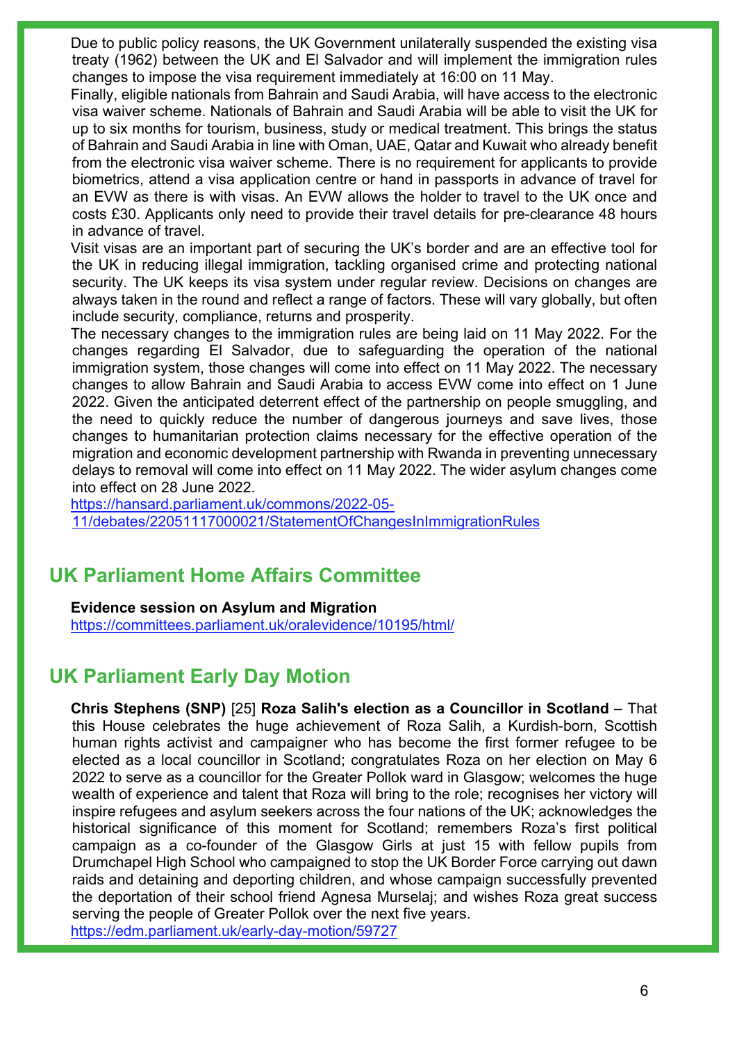Due to public policy reasons, the UK Government unilaterally suspended the existing visa treaty (1962) between the UK and El Salvador and will implement the immigration rules changes to impose the visa requirement immediately at 16:00 on 11 May.

Finally, eligible nationals from Bahrain and Saudi Arabia, will have access to the electronic visa waiver scheme. Nationals of Bahrain and Saudi Arabia will be able to visit the UK for up to six months for tourism, business, study or medical treatment. This brings the status of Bahrain and Saudi Arabia in line with Oman, UAE, Qatar and Kuwait who already benefit from the electronic visa waiver scheme. There is no requirement for applicants to provide biometrics, attend a visa application centre or hand in passports in advance of travel for an EVW as there is with visas. An EVW allows the holder to travel to the UK once and costs £30. Applicants only need to provide their travel details for pre-clearance 48 hours in advance of travel.

Visit visas are an important part of securing the UK's border and are an effective tool for the UK in reducing illegal immigration, tackling organised crime and protecting national security. The UK keeps its visa system under regular review. Decisions on changes are always taken in the round and reflect a range of factors. These will vary globally, but often include security, compliance, returns and prosperity.

The necessary changes to the immigration rules are being laid on 11 May 2022. For the changes regarding El Salvador, due to safeguarding the operation of the national immigration system, those changes will come into effect on 11 May 2022. The necessary changes to allow Bahrain and Saudi Arabia to access EVW come into effect on 1 June 2022. Given the anticipated deterrent effect of the partnership on people smuggling, and the need to quickly reduce the number of dangerous journeys and save lives, those changes to humanitarian protection claims necessary for the effective operation of the migration and economic development partnership with Rwanda in preventing unnecessary delays to removal will come into effect on 11 May 2022. The wider asylum changes come into effect on 28 June 2022.

https://hansard.parliament.uk/commons/2022-05-11/debates/22051117000021/StatementOfChangesInImmigrationRules

## UK Parliament Home Affairs Committee

**Evidence session on Asylum and Migration**

https://committees.parliament.uk/oralevidence/10195/html/

## UK Parliament Early Day Motion

**Chris Stephens (SNP)** [25] **Roza Salih's election as a Councillor in Scotland** – That this House celebrates the huge achievement of Roza Salih, a Kurdish-born, Scottish human rights activist and campaigner who has become the first former refugee to be elected as a local councillor in Scotland; congratulates Roza on her election on May 6 2022 to serve as a councillor for the Greater Pollok ward in Glasgow; welcomes the huge wealth of experience and talent that Roza will bring to the role; recognises her victory will inspire refugees and asylum seekers across the four nations of the UK; acknowledges the historical significance of this moment for Scotland; remembers Roza's first political campaign as a co-founder of the Glasgow Girls at just 15 with fellow pupils from Drumchapel High School who campaigned to stop the UK Border Force carrying out dawn raids and detaining and deporting children, and whose campaign successfully prevented the deportation of their school friend Agnesa Murselaj; and wishes Roza great success serving the people of Greater Pollok over the next five years.

https://edm.parliament.uk/early-day-motion/59727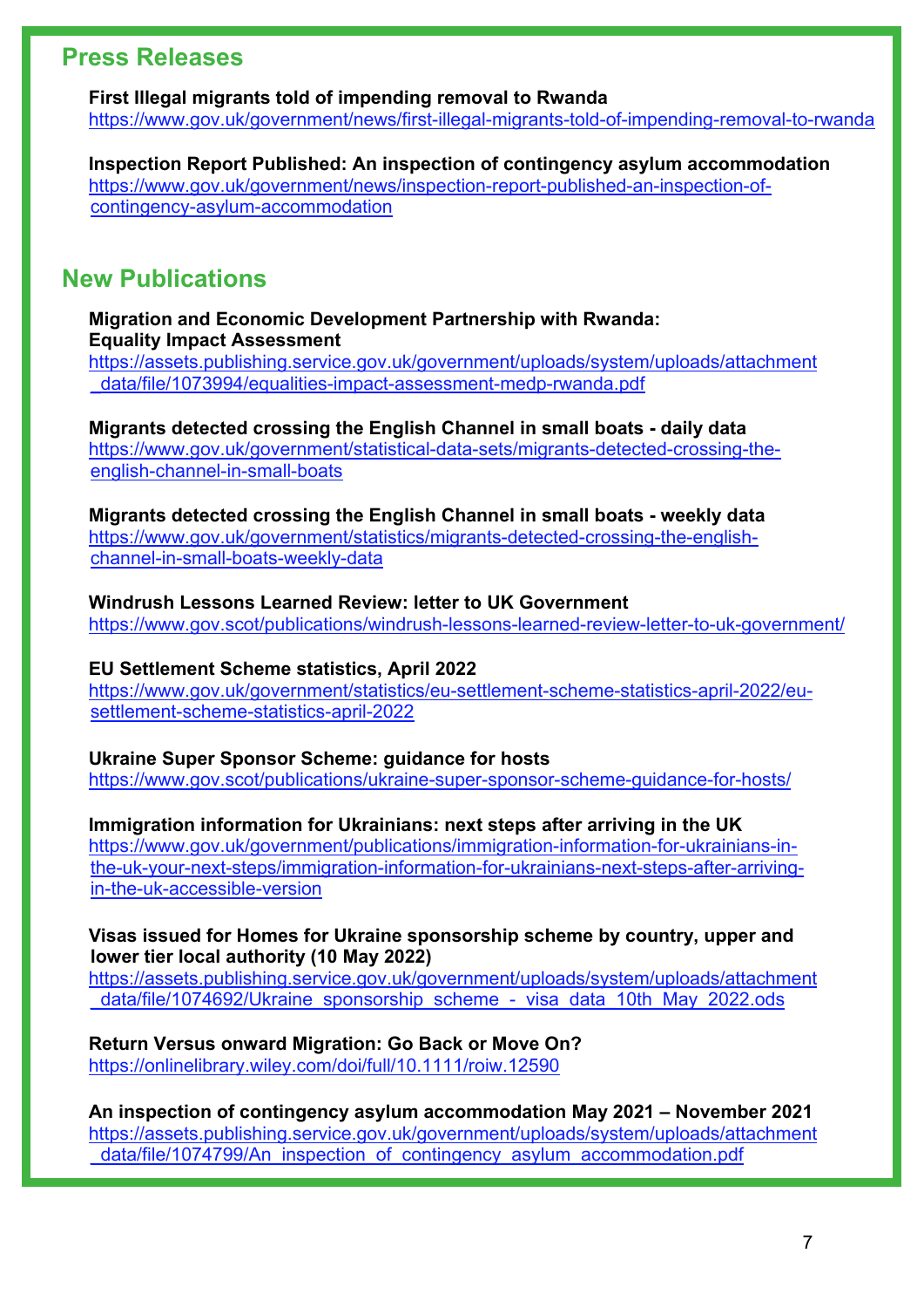## Press Releases

**First Illegal migrants told of impending removal to Rwanda**
https://www.gov.uk/government/news/first-illegal-migrants-told-of-impending-removal-to-rwanda

**Inspection Report Published: An inspection of contingency asylum accommodation**
https://www.gov.uk/government/news/inspection-report-published-an-inspection-of-contingency-asylum-accommodation

## New Publications

**Migration and Economic Development Partnership with Rwanda: Equality Impact Assessment**
https://assets.publishing.service.gov.uk/government/uploads/system/uploads/attachment_data/file/1073994/equalities-impact-assessment-medp-rwanda.pdf

**Migrants detected crossing the English Channel in small boats - daily data**
https://www.gov.uk/government/statistical-data-sets/migrants-detected-crossing-the-english-channel-in-small-boats

**Migrants detected crossing the English Channel in small boats - weekly data**
https://www.gov.uk/government/statistics/migrants-detected-crossing-the-english-channel-in-small-boats-weekly-data

**Windrush Lessons Learned Review: letter to UK Government**
https://www.gov.scot/publications/windrush-lessons-learned-review-letter-to-uk-government/

**EU Settlement Scheme statistics, April 2022**
https://www.gov.uk/government/statistics/eu-settlement-scheme-statistics-april-2022/eu-settlement-scheme-statistics-april-2022

**Ukraine Super Sponsor Scheme: guidance for hosts**
https://www.gov.scot/publications/ukraine-super-sponsor-scheme-guidance-for-hosts/

**Immigration information for Ukrainians: next steps after arriving in the UK**
https://www.gov.uk/government/publications/immigration-information-for-ukrainians-in-the-uk-your-next-steps/immigration-information-for-ukrainians-next-steps-after-arriving-in-the-uk-accessible-version

**Visas issued for Homes for Ukraine sponsorship scheme by country, upper and lower tier local authority (10 May 2022)**
https://assets.publishing.service.gov.uk/government/uploads/system/uploads/attachment_data/file/1074692/Ukraine_sponsorship_scheme_-_visa_data_10th_May_2022.ods

**Return Versus onward Migration: Go Back or Move On?**
https://onlinelibrary.wiley.com/doi/full/10.1111/roiw.12590

**An inspection of contingency asylum accommodation May 2021 – November 2021**
https://assets.publishing.service.gov.uk/government/uploads/system/uploads/attachment_data/file/1074799/An_inspection_of_contingency_asylum_accommodation.pdf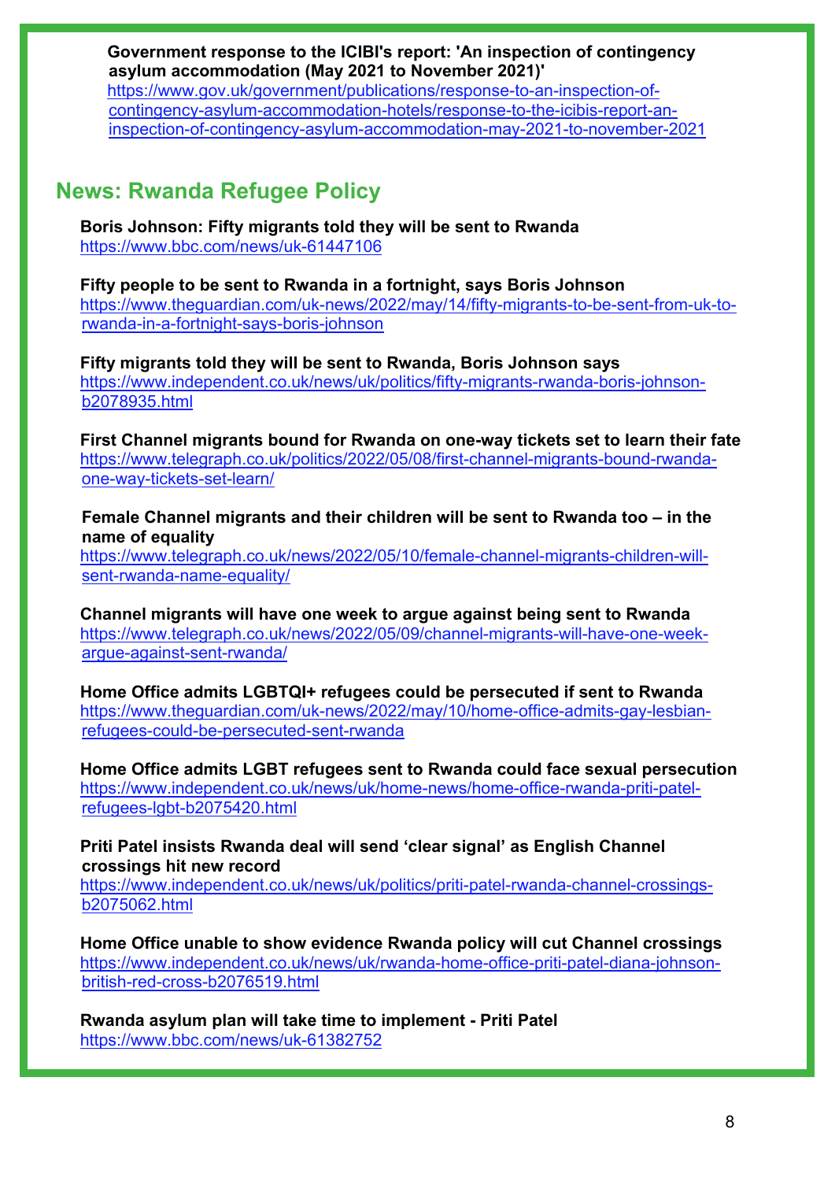**Government response to the ICIBI's report: 'An inspection of contingency asylum accommodation (May 2021 to November 2021)'**
https://www.gov.uk/government/publications/response-to-an-inspection-of-contingency-asylum-accommodation-hotels/response-to-the-icibis-report-an-inspection-of-contingency-asylum-accommodation-may-2021-to-november-2021

## News: Rwanda Refugee Policy

**Boris Johnson: Fifty migrants told they will be sent to Rwanda**
https://www.bbc.com/news/uk-61447106

**Fifty people to be sent to Rwanda in a fortnight, says Boris Johnson**
https://www.theguardian.com/uk-news/2022/may/14/fifty-migrants-to-be-sent-from-uk-to-rwanda-in-a-fortnight-says-boris-johnson

**Fifty migrants told they will be sent to Rwanda, Boris Johnson says**
https://www.independent.co.uk/news/uk/politics/fifty-migrants-rwanda-boris-johnson-b2078935.html

**First Channel migrants bound for Rwanda on one-way tickets set to learn their fate**
https://www.telegraph.co.uk/politics/2022/05/08/first-channel-migrants-bound-rwanda-one-way-tickets-set-learn/

**Female Channel migrants and their children will be sent to Rwanda too – in the name of equality**
https://www.telegraph.co.uk/news/2022/05/10/female-channel-migrants-children-will-sent-rwanda-name-equality/

**Channel migrants will have one week to argue against being sent to Rwanda**
https://www.telegraph.co.uk/news/2022/05/09/channel-migrants-will-have-one-week-argue-against-sent-rwanda/

**Home Office admits LGBTQI+ refugees could be persecuted if sent to Rwanda**
https://www.theguardian.com/uk-news/2022/may/10/home-office-admits-gay-lesbian-refugees-could-be-persecuted-sent-rwanda

**Home Office admits LGBT refugees sent to Rwanda could face sexual persecution**
https://www.independent.co.uk/news/uk/home-news/home-office-rwanda-priti-patel-refugees-lgbt-b2075420.html

**Priti Patel insists Rwanda deal will send 'clear signal' as English Channel crossings hit new record**
https://www.independent.co.uk/news/uk/politics/priti-patel-rwanda-channel-crossings-b2075062.html

**Home Office unable to show evidence Rwanda policy will cut Channel crossings**
https://www.independent.co.uk/news/uk/rwanda-home-office-priti-patel-diana-johnson-british-red-cross-b2076519.html

**Rwanda asylum plan will take time to implement - Priti Patel**
https://www.bbc.com/news/uk-61382752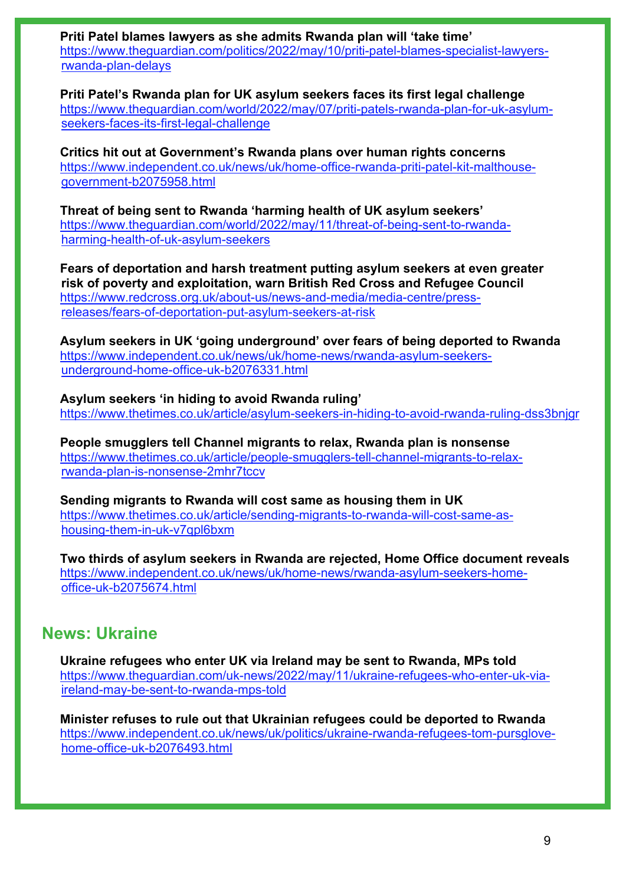**Priti Patel blames lawyers as she admits Rwanda plan will 'take time'**
https://www.theguardian.com/politics/2022/may/10/priti-patel-blames-specialist-lawyers-rwanda-plan-delays

**Priti Patel's Rwanda plan for UK asylum seekers faces its first legal challenge**
https://www.theguardian.com/world/2022/may/07/priti-patels-rwanda-plan-for-uk-asylum-seekers-faces-its-first-legal-challenge

**Critics hit out at Government's Rwanda plans over human rights concerns**
https://www.independent.co.uk/news/uk/home-office-rwanda-priti-patel-kit-malthouse-government-b2075958.html

**Threat of being sent to Rwanda 'harming health of UK asylum seekers'**
https://www.theguardian.com/world/2022/may/11/threat-of-being-sent-to-rwanda-harming-health-of-uk-asylum-seekers

**Fears of deportation and harsh treatment putting asylum seekers at even greater risk of poverty and exploitation, warn British Red Cross and Refugee Council**
https://www.redcross.org.uk/about-us/news-and-media/media-centre/press-releases/fears-of-deportation-put-asylum-seekers-at-risk

**Asylum seekers in UK 'going underground' over fears of being deported to Rwanda**
https://www.independent.co.uk/news/uk/home-news/rwanda-asylum-seekers-underground-home-office-uk-b2076331.html

**Asylum seekers 'in hiding to avoid Rwanda ruling'**
https://www.thetimes.co.uk/article/asylum-seekers-in-hiding-to-avoid-rwanda-ruling-dss3bnjgr

**People smugglers tell Channel migrants to relax, Rwanda plan is nonsense**
https://www.thetimes.co.uk/article/people-smugglers-tell-channel-migrants-to-relax-rwanda-plan-is-nonsense-2mhr7tccv

**Sending migrants to Rwanda will cost same as housing them in UK**
https://www.thetimes.co.uk/article/sending-migrants-to-rwanda-will-cost-same-as-housing-them-in-uk-v7qpl6bxm

**Two thirds of asylum seekers in Rwanda are rejected, Home Office document reveals**
https://www.independent.co.uk/news/uk/home-news/rwanda-asylum-seekers-home-office-uk-b2075674.html

## News: Ukraine

**Ukraine refugees who enter UK via Ireland may be sent to Rwanda, MPs told**
https://www.theguardian.com/uk-news/2022/may/11/ukraine-refugees-who-enter-uk-via-ireland-may-be-sent-to-rwanda-mps-told

**Minister refuses to rule out that Ukrainian refugees could be deported to Rwanda**
https://www.independent.co.uk/news/uk/politics/ukraine-rwanda-refugees-tom-pursglove-home-office-uk-b2076493.html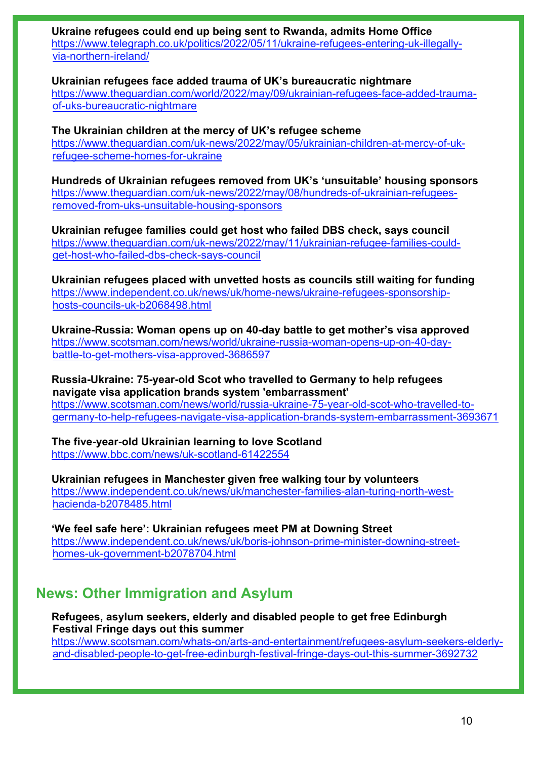**Ukraine refugees could end up being sent to Rwanda, admits Home Office**
https://www.telegraph.co.uk/politics/2022/05/11/ukraine-refugees-entering-uk-illegally-via-northern-ireland/

**Ukrainian refugees face added trauma of UK's bureaucratic nightmare**
https://www.theguardian.com/world/2022/may/09/ukrainian-refugees-face-added-trauma-of-uks-bureaucratic-nightmare

**The Ukrainian children at the mercy of UK's refugee scheme**
https://www.theguardian.com/uk-news/2022/may/05/ukrainian-children-at-mercy-of-uk-refugee-scheme-homes-for-ukraine

**Hundreds of Ukrainian refugees removed from UK's 'unsuitable' housing sponsors**
https://www.theguardian.com/uk-news/2022/may/08/hundreds-of-ukrainian-refugees-removed-from-uks-unsuitable-housing-sponsors

**Ukrainian refugee families could get host who failed DBS check, says council**
https://www.theguardian.com/uk-news/2022/may/11/ukrainian-refugee-families-could-get-host-who-failed-dbs-check-says-council

**Ukrainian refugees placed with unvetted hosts as councils still waiting for funding**
https://www.independent.co.uk/news/uk/home-news/ukraine-refugees-sponsorship-hosts-councils-uk-b2068498.html

**Ukraine-Russia: Woman opens up on 40-day battle to get mother's visa approved**
https://www.scotsman.com/news/world/ukraine-russia-woman-opens-up-on-40-day-battle-to-get-mothers-visa-approved-3686597

**Russia-Ukraine: 75-year-old Scot who travelled to Germany to help refugees navigate visa application brands system 'embarrassment'**
https://www.scotsman.com/news/world/russia-ukraine-75-year-old-scot-who-travelled-to-germany-to-help-refugees-navigate-visa-application-brands-system-embarrassment-3693671

**The five-year-old Ukrainian learning to love Scotland**
https://www.bbc.com/news/uk-scotland-61422554

**Ukrainian refugees in Manchester given free walking tour by volunteers**
https://www.independent.co.uk/news/uk/manchester-families-alan-turing-north-west-hacienda-b2078485.html

**'We feel safe here': Ukrainian refugees meet PM at Downing Street**
https://www.independent.co.uk/news/uk/boris-johnson-prime-minister-downing-street-homes-uk-government-b2078704.html

## News: Other Immigration and Asylum

**Refugees, asylum seekers, elderly and disabled people to get free Edinburgh Festival Fringe days out this summer**
https://www.scotsman.com/whats-on/arts-and-entertainment/refugees-asylum-seekers-elderly-and-disabled-people-to-get-free-edinburgh-festival-fringe-days-out-this-summer-3692732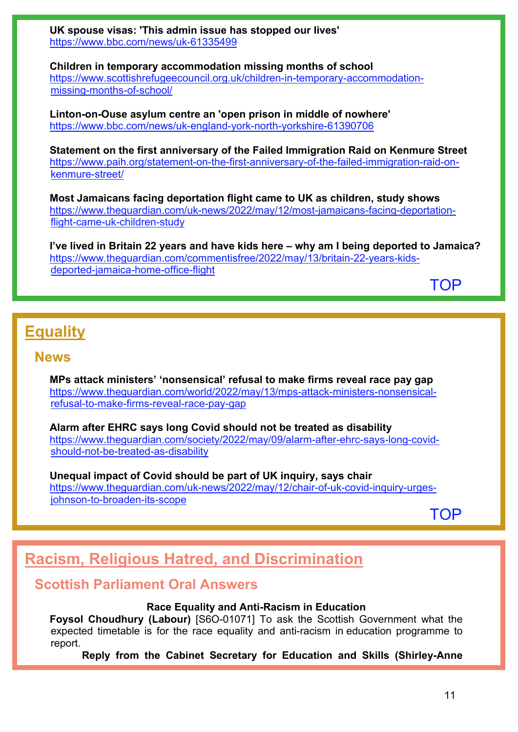**UK spouse visas: 'This admin issue has stopped our lives'**
https://www.bbc.com/news/uk-61335499

**Children in temporary accommodation missing months of school**
https://www.scottishrefugeecouncil.org.uk/children-in-temporary-accommodation-missing-months-of-school/

**Linton-on-Ouse asylum centre an 'open prison in middle of nowhere'**
https://www.bbc.com/news/uk-england-york-north-yorkshire-61390706

**Statement on the first anniversary of the Failed Immigration Raid on Kenmure Street**
https://www.paih.org/statement-on-the-first-anniversary-of-the-failed-immigration-raid-on-kenmure-street/

**Most Jamaicans facing deportation flight came to UK as children, study shows**
https://www.theguardian.com/uk-news/2022/may/12/most-jamaicans-facing-deportation-flight-came-uk-children-study

**I've lived in Britain 22 years and have kids here – why am I being deported to Jamaica?**
https://www.theguardian.com/commentisfree/2022/may/13/britain-22-years-kids-deported-jamaica-home-office-flight

TOP

# Equality

## News

**MPs attack ministers' 'nonsensical' refusal to make firms reveal race pay gap**
https://www.theguardian.com/world/2022/may/13/mps-attack-ministers-nonsensical-refusal-to-make-firms-reveal-race-pay-gap

**Alarm after EHRC says long Covid should not be treated as disability**
https://www.theguardian.com/society/2022/may/09/alarm-after-ehrc-says-long-covid-should-not-be-treated-as-disability

**Unequal impact of Covid should be part of UK inquiry, says chair**
https://www.theguardian.com/uk-news/2022/may/12/chair-of-uk-covid-inquiry-urges-johnson-to-broaden-its-scope

TOP

# Racism, Religious Hatred, and Discrimination

## Scottish Parliament Oral Answers

**Race Equality and Anti-Racism in Education**

**Foysol Choudhury (Labour)** [S6O-01071] To ask the Scottish Government what the expected timetable is for the race equality and anti-racism in education programme to report.

**Reply from the Cabinet Secretary for Education and Skills (Shirley-Anne**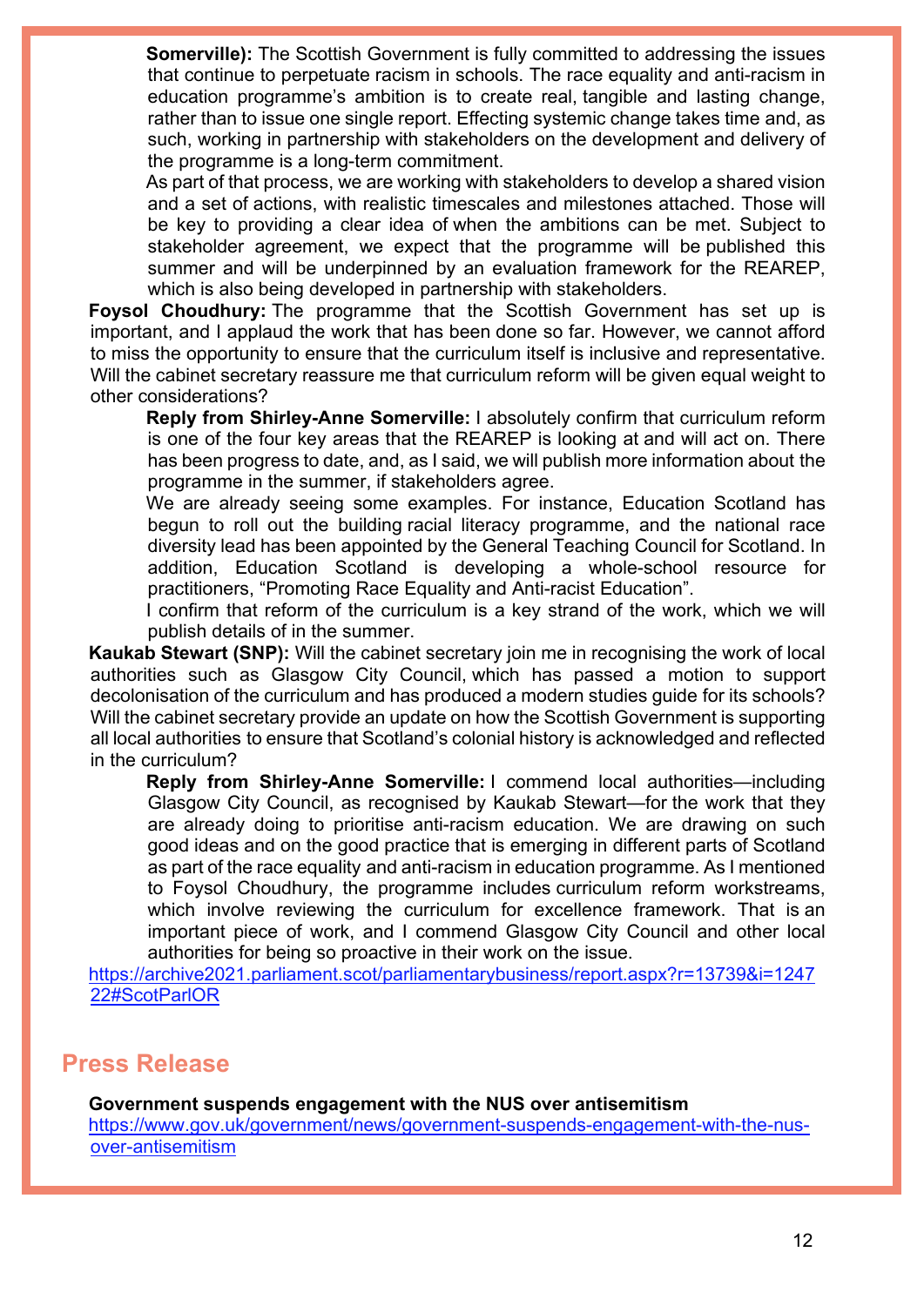**Somerville):** The Scottish Government is fully committed to addressing the issues that continue to perpetuate racism in schools. The race equality and anti-racism in education programme's ambition is to create real, tangible and lasting change, rather than to issue one single report. Effecting systemic change takes time and, as such, working in partnership with stakeholders on the development and delivery of the programme is a long-term commitment.

As part of that process, we are working with stakeholders to develop a shared vision and a set of actions, with realistic timescales and milestones attached. Those will be key to providing a clear idea of when the ambitions can be met. Subject to stakeholder agreement, we expect that the programme will be published this summer and will be underpinned by an evaluation framework for the REAREP, which is also being developed in partnership with stakeholders.

**Foysol Choudhury:** The programme that the Scottish Government has set up is important, and I applaud the work that has been done so far. However, we cannot afford to miss the opportunity to ensure that the curriculum itself is inclusive and representative. Will the cabinet secretary reassure me that curriculum reform will be given equal weight to other considerations?

**Reply from Shirley-Anne Somerville:** I absolutely confirm that curriculum reform is one of the four key areas that the REAREP is looking at and will act on. There has been progress to date, and, as I said, we will publish more information about the programme in the summer, if stakeholders agree.

We are already seeing some examples. For instance, Education Scotland has begun to roll out the building racial literacy programme, and the national race diversity lead has been appointed by the General Teaching Council for Scotland. In addition, Education Scotland is developing a whole-school resource for practitioners, "Promoting Race Equality and Anti-racist Education".

I confirm that reform of the curriculum is a key strand of the work, which we will publish details of in the summer.

**Kaukab Stewart (SNP):** Will the cabinet secretary join me in recognising the work of local authorities such as Glasgow City Council, which has passed a motion to support decolonisation of the curriculum and has produced a modern studies guide for its schools? Will the cabinet secretary provide an update on how the Scottish Government is supporting all local authorities to ensure that Scotland's colonial history is acknowledged and reflected in the curriculum?

**Reply from Shirley-Anne Somerville:** I commend local authorities—including Glasgow City Council, as recognised by Kaukab Stewart—for the work that they are already doing to prioritise anti-racism education. We are drawing on such good ideas and on the good practice that is emerging in different parts of Scotland as part of the race equality and anti-racism in education programme. As I mentioned to Foysol Choudhury, the programme includes curriculum reform workstreams, which involve reviewing the curriculum for excellence framework. That is an important piece of work, and I commend Glasgow City Council and other local authorities for being so proactive in their work on the issue.

https://archive2021.parliament.scot/parliamentarybusiness/report.aspx?r=13739&i=124722#ScotParlOR

## Press Release

**Government suspends engagement with the NUS over antisemitism**
https://www.gov.uk/government/news/government-suspends-engagement-with-the-nus-over-antisemitism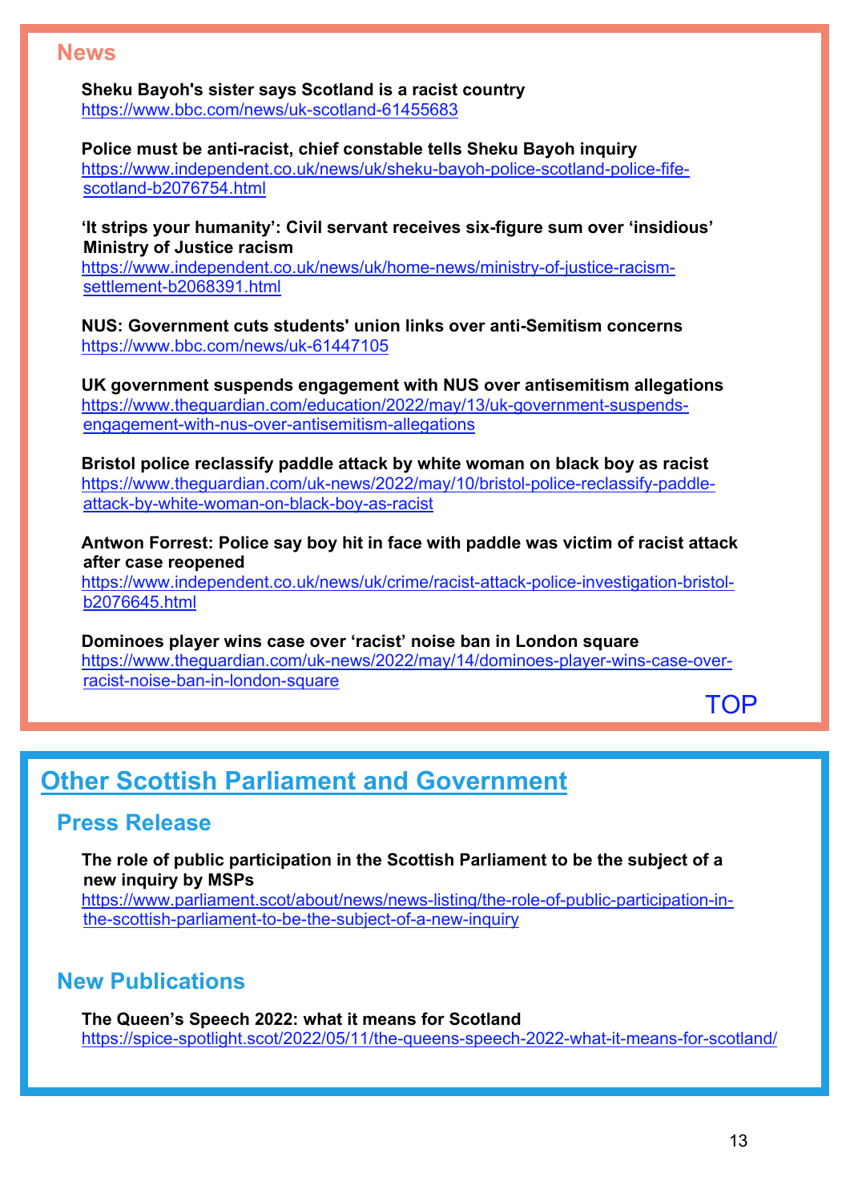## News

**Sheku Bayoh's sister says Scotland is a racist country**
https://www.bbc.com/news/uk-scotland-61455683

**Police must be anti-racist, chief constable tells Sheku Bayoh inquiry**
https://www.independent.co.uk/news/uk/sheku-bayoh-police-scotland-police-fife-scotland-b2076754.html

**'It strips your humanity': Civil servant receives six-figure sum over 'insidious' Ministry of Justice racism**
https://www.independent.co.uk/news/uk/home-news/ministry-of-justice-racism-settlement-b2068391.html

**NUS: Government cuts students' union links over anti-Semitism concerns**
https://www.bbc.com/news/uk-61447105

**UK government suspends engagement with NUS over antisemitism allegations**
https://www.theguardian.com/education/2022/may/13/uk-government-suspends-engagement-with-nus-over-antisemitism-allegations

**Bristol police reclassify paddle attack by white woman on black boy as racist**
https://www.theguardian.com/uk-news/2022/may/10/bristol-police-reclassify-paddle-attack-by-white-woman-on-black-boy-as-racist

**Antwon Forrest: Police say boy hit in face with paddle was victim of racist attack after case reopened**
https://www.independent.co.uk/news/uk/crime/racist-attack-police-investigation-bristol-b2076645.html

**Dominoes player wins case over 'racist' noise ban in London square**
https://www.theguardian.com/uk-news/2022/may/14/dominoes-player-wins-case-over-racist-noise-ban-in-london-square

TOP

# Other Scottish Parliament and Government

## Press Release

**The role of public participation in the Scottish Parliament to be the subject of a new inquiry by MSPs**
https://www.parliament.scot/about/news/news-listing/the-role-of-public-participation-in-the-scottish-parliament-to-be-the-subject-of-a-new-inquiry

## New Publications

**The Queen's Speech 2022: what it means for Scotland**
https://spice-spotlight.scot/2022/05/11/the-queens-speech-2022-what-it-means-for-scotland/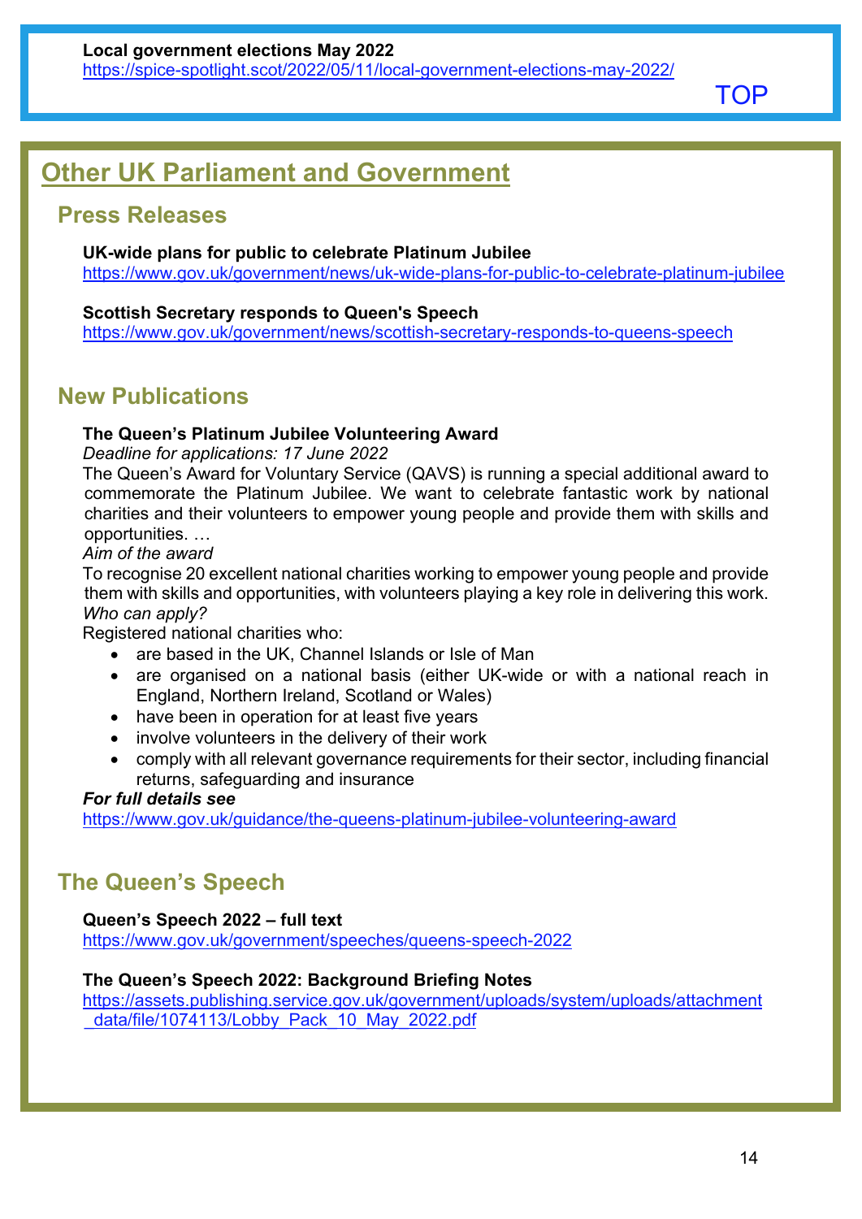**Local government elections May 2022**
https://spice-spotlight.scot/2022/05/11/local-government-elections-may-2022/

TOP

# Other UK Parliament and Government

## Press Releases

**UK-wide plans for public to celebrate Platinum Jubilee**
https://www.gov.uk/government/news/uk-wide-plans-for-public-to-celebrate-platinum-jubilee

**Scottish Secretary responds to Queen's Speech**
https://www.gov.uk/government/news/scottish-secretary-responds-to-queens-speech

## New Publications

**The Queen's Platinum Jubilee Volunteering Award**
*Deadline for applications: 17 June 2022*
The Queen's Award for Voluntary Service (QAVS) is running a special additional award to commemorate the Platinum Jubilee. We want to celebrate fantastic work by national charities and their volunteers to empower young people and provide them with skills and opportunities. …
*Aim of the award*
To recognise 20 excellent national charities working to empower young people and provide them with skills and opportunities, with volunteers playing a key role in delivering this work.
*Who can apply?*
Registered national charities who:

- are based in the UK, Channel Islands or Isle of Man
- are organised on a national basis (either UK-wide or with a national reach in England, Northern Ireland, Scotland or Wales)
- have been in operation for at least five years
- involve volunteers in the delivery of their work
- comply with all relevant governance requirements for their sector, including financial returns, safeguarding and insurance

***For full details see***
https://www.gov.uk/guidance/the-queens-platinum-jubilee-volunteering-award

## The Queen's Speech

**Queen's Speech 2022 – full text**
https://www.gov.uk/government/speeches/queens-speech-2022

**The Queen's Speech 2022: Background Briefing Notes**
https://assets.publishing.service.gov.uk/government/uploads/system/uploads/attachment_data/file/1074113/Lobby_Pack_10_May_2022.pdf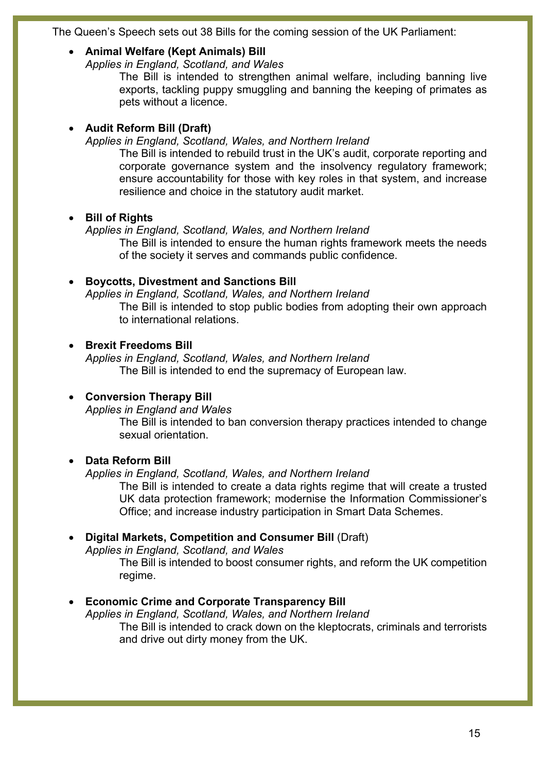The Queen's Speech sets out 38 Bills for the coming session of the UK Parliament:

- **Animal Welfare (Kept Animals) Bill**
  *Applies in England, Scotland, and Wales*
  The Bill is intended to strengthen animal welfare, including banning live exports, tackling puppy smuggling and banning the keeping of primates as pets without a licence.

- **Audit Reform Bill (Draft)**
  *Applies in England, Scotland, Wales, and Northern Ireland*
  The Bill is intended to rebuild trust in the UK's audit, corporate reporting and corporate governance system and the insolvency regulatory framework; ensure accountability for those with key roles in that system, and increase resilience and choice in the statutory audit market.

- **Bill of Rights**
  *Applies in England, Scotland, Wales, and Northern Ireland*
  The Bill is intended to ensure the human rights framework meets the needs of the society it serves and commands public confidence.

- **Boycotts, Divestment and Sanctions Bill**
  *Applies in England, Scotland, Wales, and Northern Ireland*
  The Bill is intended to stop public bodies from adopting their own approach to international relations.

- **Brexit Freedoms Bill**
  *Applies in England, Scotland, Wales, and Northern Ireland*
  The Bill is intended to end the supremacy of European law.

- **Conversion Therapy Bill**
  *Applies in England and Wales*
  The Bill is intended to ban conversion therapy practices intended to change sexual orientation.

- **Data Reform Bill**
  *Applies in England, Scotland, Wales, and Northern Ireland*
  The Bill is intended to create a data rights regime that will create a trusted UK data protection framework; modernise the Information Commissioner's Office; and increase industry participation in Smart Data Schemes.

- **Digital Markets, Competition and Consumer Bill** (Draft)
  *Applies in England, Scotland, and Wales*
  The Bill is intended to boost consumer rights, and reform the UK competition regime.

- **Economic Crime and Corporate Transparency Bill**
  *Applies in England, Scotland, Wales, and Northern Ireland*
  The Bill is intended to crack down on the kleptocrats, criminals and terrorists and drive out dirty money from the UK.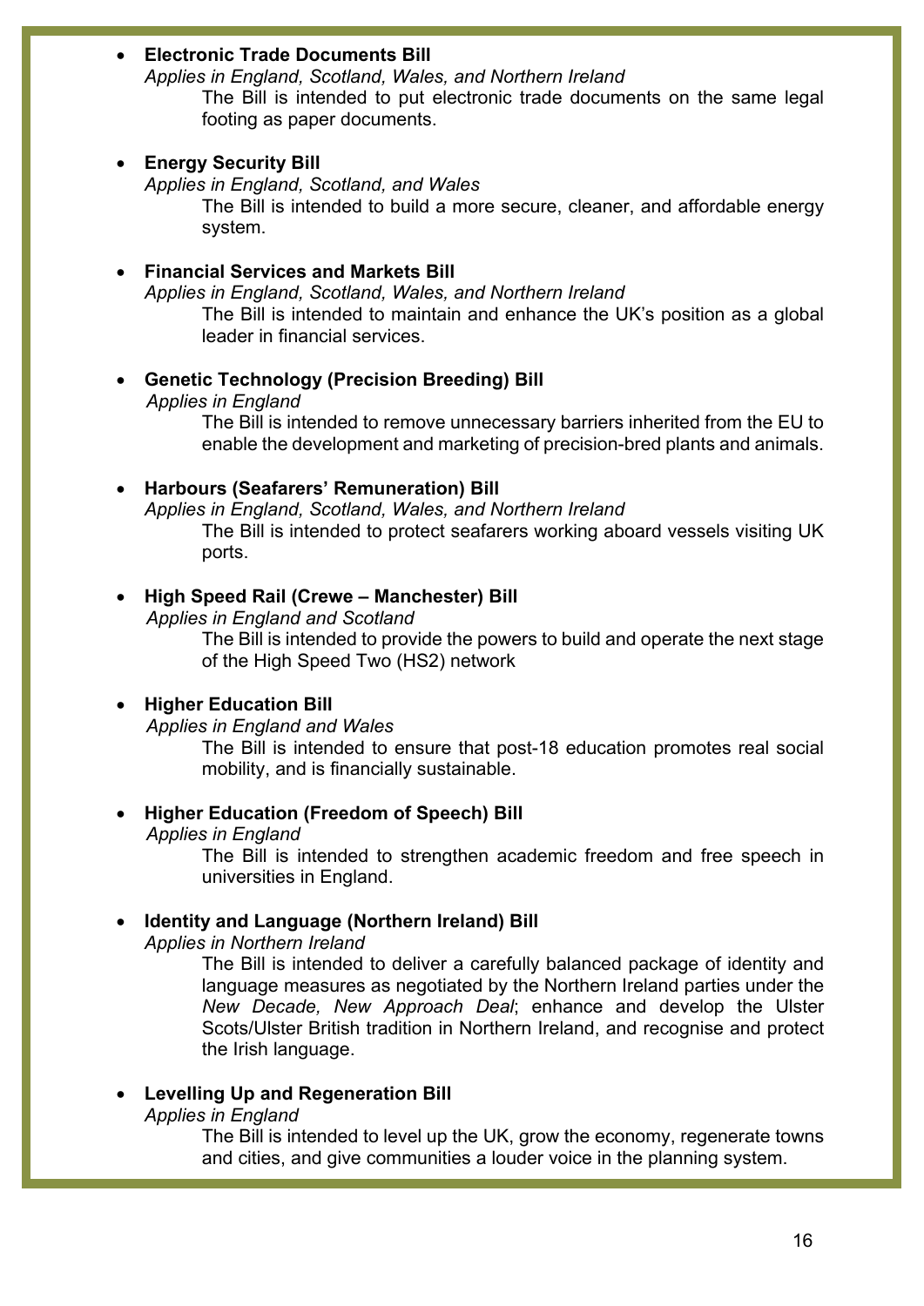- **Electronic Trade Documents Bill**
  *Applies in England, Scotland, Wales, and Northern Ireland*
  The Bill is intended to put electronic trade documents on the same legal footing as paper documents.

- **Energy Security Bill**
  *Applies in England, Scotland, and Wales*
  The Bill is intended to build a more secure, cleaner, and affordable energy system.

- **Financial Services and Markets Bill**
  *Applies in England, Scotland, Wales, and Northern Ireland*
  The Bill is intended to maintain and enhance the UK's position as a global leader in financial services.

- **Genetic Technology (Precision Breeding) Bill**
  *Applies in England*
  The Bill is intended to remove unnecessary barriers inherited from the EU to enable the development and marketing of precision-bred plants and animals.

- **Harbours (Seafarers' Remuneration) Bill**
  *Applies in England, Scotland, Wales, and Northern Ireland*
  The Bill is intended to protect seafarers working aboard vessels visiting UK ports.

- **High Speed Rail (Crewe – Manchester) Bill**
  *Applies in England and Scotland*
  The Bill is intended to provide the powers to build and operate the next stage of the High Speed Two (HS2) network

- **Higher Education Bill**
  *Applies in England and Wales*
  The Bill is intended to ensure that post-18 education promotes real social mobility, and is financially sustainable.

- **Higher Education (Freedom of Speech) Bill**
  *Applies in England*
  The Bill is intended to strengthen academic freedom and free speech in universities in England.

- **Identity and Language (Northern Ireland) Bill**
  *Applies in Northern Ireland*
  The Bill is intended to deliver a carefully balanced package of identity and language measures as negotiated by the Northern Ireland parties under the *New Decade, New Approach Deal*; enhance and develop the Ulster Scots/Ulster British tradition in Northern Ireland, and recognise and protect the Irish language.

- **Levelling Up and Regeneration Bill**
  *Applies in England*
  The Bill is intended to level up the UK, grow the economy, regenerate towns and cities, and give communities a louder voice in the planning system.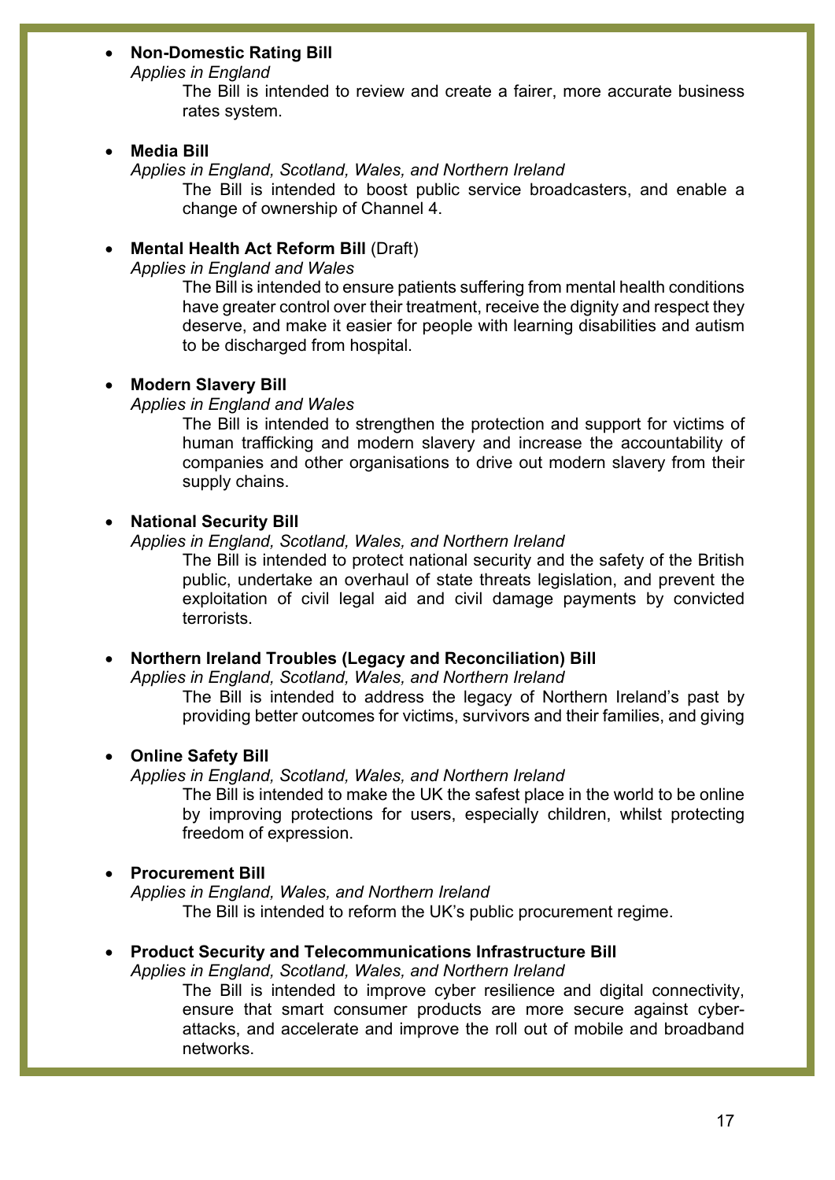- **Non-Domestic Rating Bill**
  *Applies in England*
  The Bill is intended to review and create a fairer, more accurate business rates system.

- **Media Bill**
  *Applies in England, Scotland, Wales, and Northern Ireland*
  The Bill is intended to boost public service broadcasters, and enable a change of ownership of Channel 4.

- **Mental Health Act Reform Bill** (Draft)
  *Applies in England and Wales*
  The Bill is intended to ensure patients suffering from mental health conditions have greater control over their treatment, receive the dignity and respect they deserve, and make it easier for people with learning disabilities and autism to be discharged from hospital.

- **Modern Slavery Bill**
  *Applies in England and Wales*
  The Bill is intended to strengthen the protection and support for victims of human trafficking and modern slavery and increase the accountability of companies and other organisations to drive out modern slavery from their supply chains.

- **National Security Bill**
  *Applies in England, Scotland, Wales, and Northern Ireland*
  The Bill is intended to protect national security and the safety of the British public, undertake an overhaul of state threats legislation, and prevent the exploitation of civil legal aid and civil damage payments by convicted terrorists.

- **Northern Ireland Troubles (Legacy and Reconciliation) Bill**
  *Applies in England, Scotland, Wales, and Northern Ireland*
  The Bill is intended to address the legacy of Northern Ireland's past by providing better outcomes for victims, survivors and their families, and giving

- **Online Safety Bill**
  *Applies in England, Scotland, Wales, and Northern Ireland*
  The Bill is intended to make the UK the safest place in the world to be online by improving protections for users, especially children, whilst protecting freedom of expression.

- **Procurement Bill**
  *Applies in England, Wales, and Northern Ireland*
  The Bill is intended to reform the UK's public procurement regime.

- **Product Security and Telecommunications Infrastructure Bill**
  *Applies in England, Scotland, Wales, and Northern Ireland*
  The Bill is intended to improve cyber resilience and digital connectivity, ensure that smart consumer products are more secure against cyber-attacks, and accelerate and improve the roll out of mobile and broadband networks.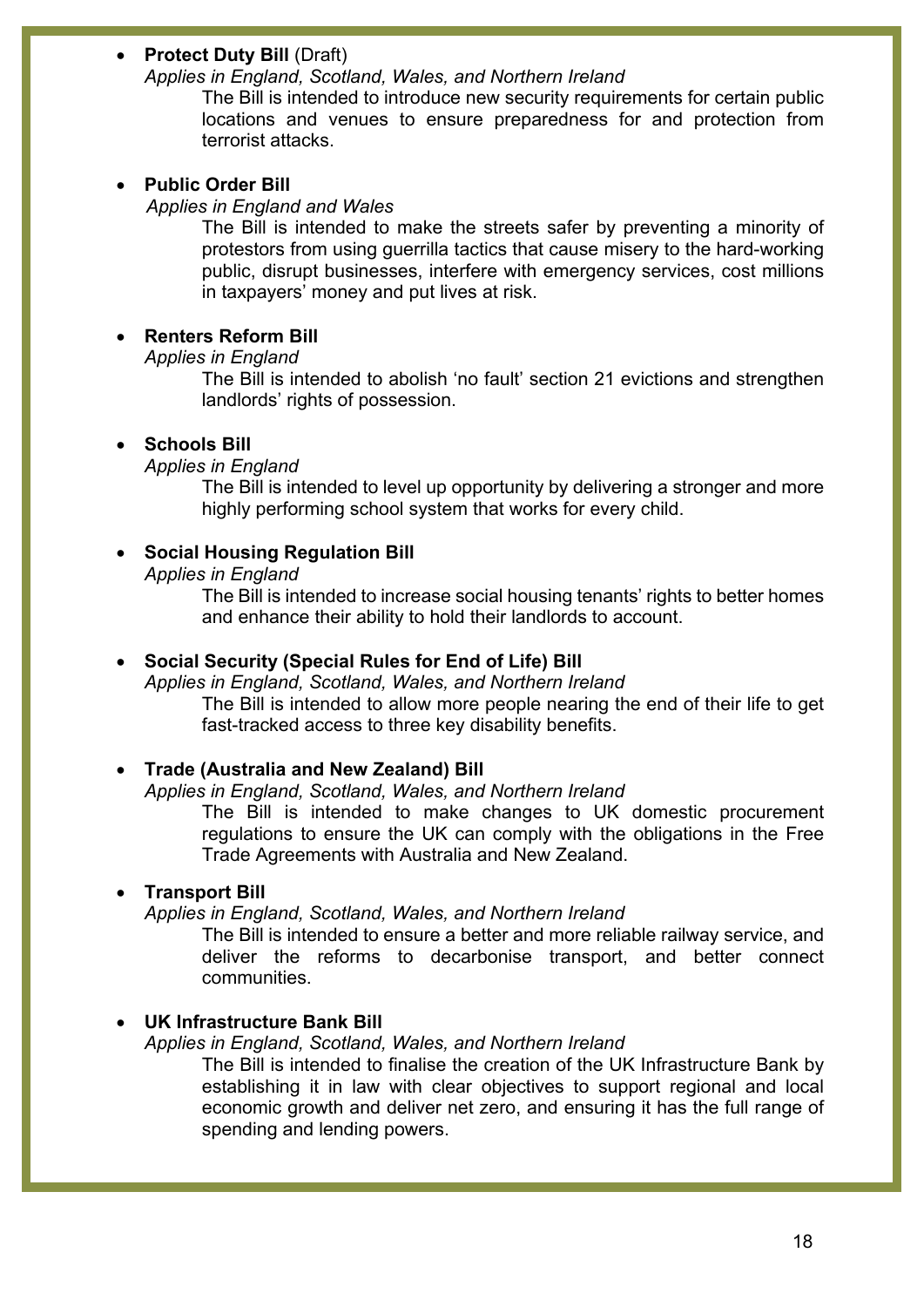- **Protect Duty Bill** (Draft)
  *Applies in England, Scotland, Wales, and Northern Ireland*
  The Bill is intended to introduce new security requirements for certain public locations and venues to ensure preparedness for and protection from terrorist attacks.

- **Public Order Bill**
  *Applies in England and Wales*
  The Bill is intended to make the streets safer by preventing a minority of protestors from using guerrilla tactics that cause misery to the hard-working public, disrupt businesses, interfere with emergency services, cost millions in taxpayers' money and put lives at risk.

- **Renters Reform Bill**
  *Applies in England*
  The Bill is intended to abolish 'no fault' section 21 evictions and strengthen landlords' rights of possession.

- **Schools Bill**
  *Applies in England*
  The Bill is intended to level up opportunity by delivering a stronger and more highly performing school system that works for every child.

- **Social Housing Regulation Bill**
  *Applies in England*
  The Bill is intended to increase social housing tenants' rights to better homes and enhance their ability to hold their landlords to account.

- **Social Security (Special Rules for End of Life) Bill**
  *Applies in England, Scotland, Wales, and Northern Ireland*
  The Bill is intended to allow more people nearing the end of their life to get fast-tracked access to three key disability benefits.

- **Trade (Australia and New Zealand) Bill**
  *Applies in England, Scotland, Wales, and Northern Ireland*
  The Bill is intended to make changes to UK domestic procurement regulations to ensure the UK can comply with the obligations in the Free Trade Agreements with Australia and New Zealand.

- **Transport Bill**
  *Applies in England, Scotland, Wales, and Northern Ireland*
  The Bill is intended to ensure a better and more reliable railway service, and deliver the reforms to decarbonise transport, and better connect communities.

- **UK Infrastructure Bank Bill**
  *Applies in England, Scotland, Wales, and Northern Ireland*
  The Bill is intended to finalise the creation of the UK Infrastructure Bank by establishing it in law with clear objectives to support regional and local economic growth and deliver net zero, and ensuring it has the full range of spending and lending powers.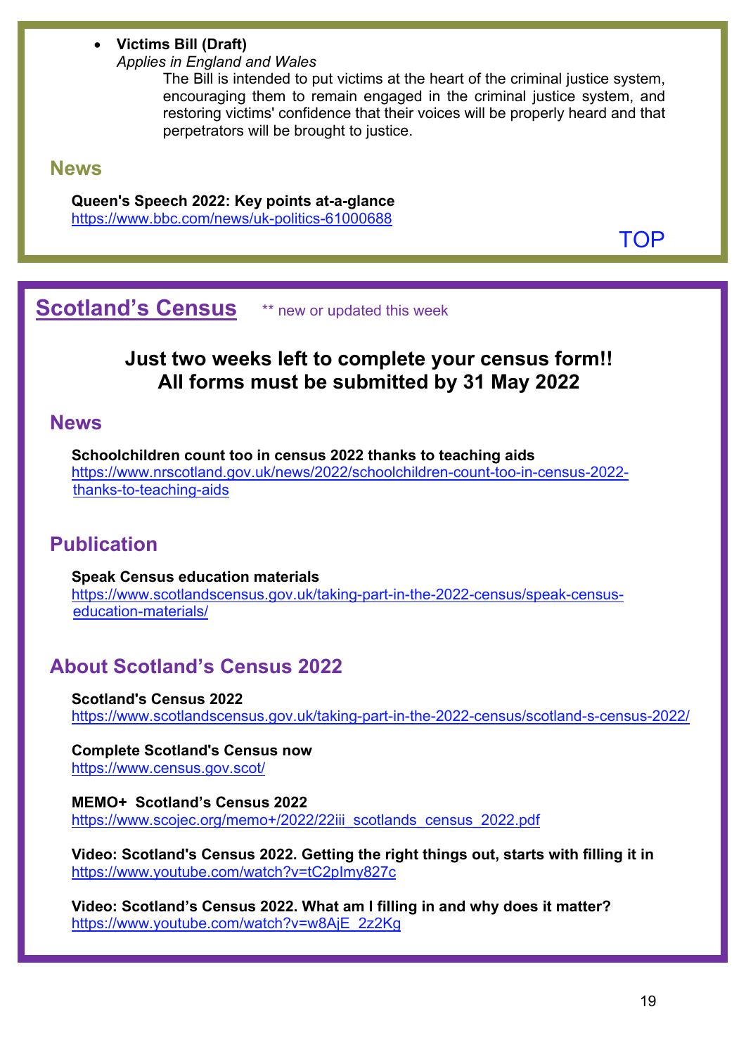- **Victims Bill (Draft)**
  *Applies in England and Wales*
  The Bill is intended to put victims at the heart of the criminal justice system, encouraging them to remain engaged in the criminal justice system, and restoring victims' confidence that their voices will be properly heard and that perpetrators will be brought to justice.

### News

**Queen's Speech 2022: Key points at-a-glance**
https://www.bbc.com/news/uk-politics-61000688

TOP

## Scotland's Census

** new or updated this week

**Just two weeks left to complete your census form!!**
**All forms must be submitted by 31 May 2022**

### News

**Schoolchildren count too in census 2022 thanks to teaching aids**
https://www.nrscotland.gov.uk/news/2022/schoolchildren-count-too-in-census-2022-thanks-to-teaching-aids

### Publication

**Speak Census education materials**
https://www.scotlandscensus.gov.uk/taking-part-in-the-2022-census/speak-census-education-materials/

### About Scotland's Census 2022

**Scotland's Census 2022**
https://www.scotlandscensus.gov.uk/taking-part-in-the-2022-census/scotland-s-census-2022/

**Complete Scotland's Census now**
https://www.census.gov.scot/

**MEMO+ Scotland's Census 2022**
https://www.scojec.org/memo+/2022/22iii_scotlands_census_2022.pdf

**Video: Scotland's Census 2022. Getting the right things out, starts with filling it in**
https://www.youtube.com/watch?v=tC2pImy827c

**Video: Scotland's Census 2022. What am I filling in and why does it matter?**
https://www.youtube.com/watch?v=w8AjE_2z2Kg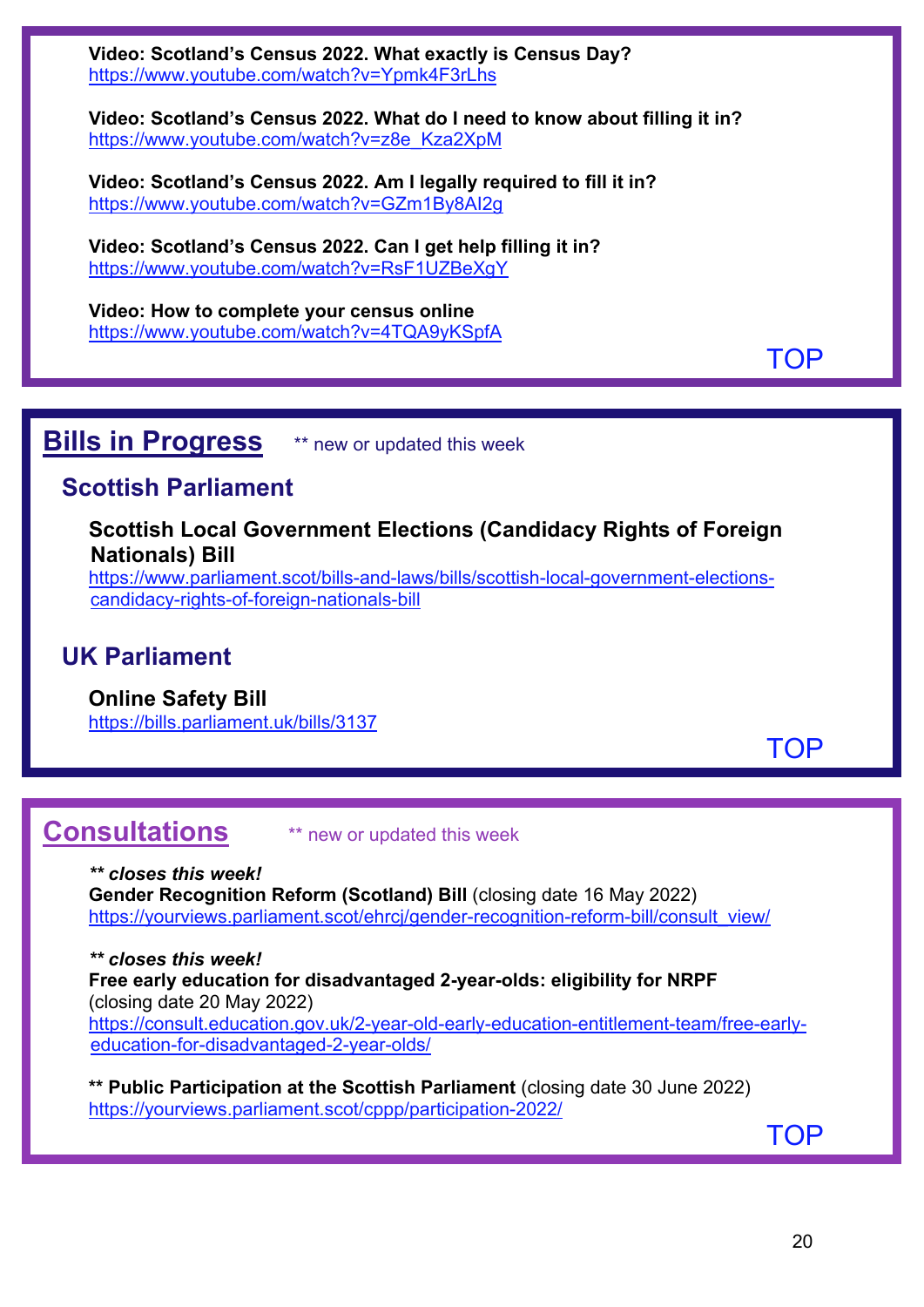**Video: Scotland's Census 2022. What exactly is Census Day?**
https://www.youtube.com/watch?v=Ypmk4F3rLhs

**Video: Scotland's Census 2022. What do I need to know about filling it in?**
https://www.youtube.com/watch?v=z8e_Kza2XpM

**Video: Scotland's Census 2022. Am I legally required to fill it in?**
https://www.youtube.com/watch?v=GZm1By8AI2g

**Video: Scotland's Census 2022. Can I get help filling it in?**
https://www.youtube.com/watch?v=RsF1UZBeXgY

**Video: How to complete your census online**
https://www.youtube.com/watch?v=4TQA9yKSpfA

TOP

## Bills in Progress

** new or updated this week

### Scottish Parliament

**Scottish Local Government Elections (Candidacy Rights of Foreign Nationals) Bill**
https://www.parliament.scot/bills-and-laws/bills/scottish-local-government-elections-candidacy-rights-of-foreign-nationals-bill

### UK Parliament

**Online Safety Bill**
https://bills.parliament.uk/bills/3137

TOP

## Consultations

** new or updated this week

***\*\* closes this week!***
**Gender Recognition Reform (Scotland) Bill** (closing date 16 May 2022)
https://yourviews.parliament.scot/ehrcj/gender-recognition-reform-bill/consult_view/

***\*\* closes this week!***
**Free early education for disadvantaged 2-year-olds: eligibility for NRPF** (closing date 20 May 2022)
https://consult.education.gov.uk/2-year-old-early-education-entitlement-team/free-early-education-for-disadvantaged-2-year-olds/

**\*\* Public Participation at the Scottish Parliament** (closing date 30 June 2022)
https://yourviews.parliament.scot/cppp/participation-2022/

TOP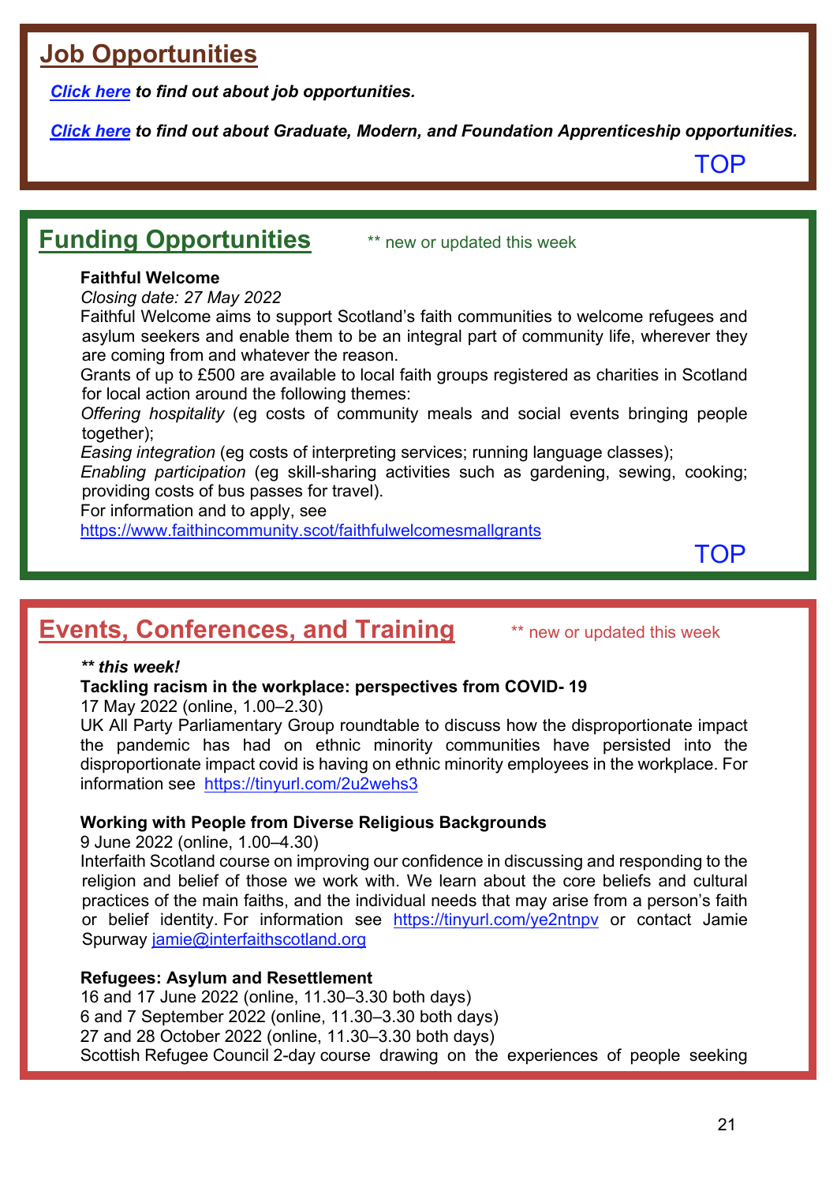## Job Opportunities

***Click here** to find out about job opportunities.*

***Click here** to find out about Graduate, Modern, and Foundation Apprenticeship opportunities.*

TOP

## Funding Opportunities

** new or updated this week

**Faithful Welcome**

*Closing date: 27 May 2022*

Faithful Welcome aims to support Scotland's faith communities to welcome refugees and asylum seekers and enable them to be an integral part of community life, wherever they are coming from and whatever the reason.

Grants of up to £500 are available to local faith groups registered as charities in Scotland for local action around the following themes:

*Offering hospitality* (eg costs of community meals and social events bringing people together);

*Easing integration* (eg costs of interpreting services; running language classes);

*Enabling participation* (eg skill-sharing activities such as gardening, sewing, cooking; providing costs of bus passes for travel).

For information and to apply, see https://www.faithincommunity.scot/faithfulwelcomesmallgrants

TOP

## Events, Conferences, and Training

** new or updated this week

***\*\* this week!***

**Tackling racism in the workplace: perspectives from COVID- 19**

17 May 2022 (online, 1.00–2.30)

UK All Party Parliamentary Group roundtable to discuss how the disproportionate impact the pandemic has had on ethnic minority communities have persisted into the disproportionate impact covid is having on ethnic minority employees in the workplace. For information see https://tinyurl.com/2u2wehs3

**Working with People from Diverse Religious Backgrounds**

9 June 2022 (online, 1.00–4.30)

Interfaith Scotland course on improving our confidence in discussing and responding to the religion and belief of those we work with. We learn about the core beliefs and cultural practices of the main faiths, and the individual needs that may arise from a person's faith or belief identity. For information see https://tinyurl.com/ye2ntnpv or contact Jamie Spurway jamie@interfaithscotland.org

**Refugees: Asylum and Resettlement**

16 and 17 June 2022 (online, 11.30–3.30 both days)
6 and 7 September 2022 (online, 11.30–3.30 both days)
27 and 28 October 2022 (online, 11.30–3.30 both days)

Scottish Refugee Council 2-day course drawing on the experiences of people seeking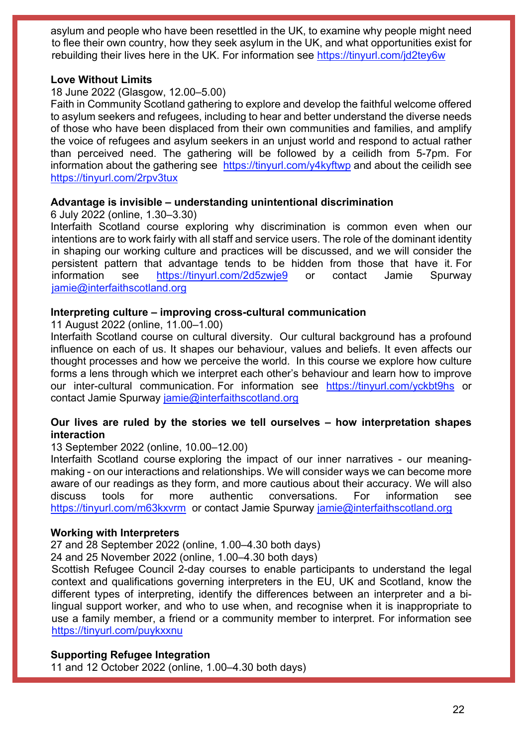asylum and people who have been resettled in the UK, to examine why people might need to flee their own country, how they seek asylum in the UK, and what opportunities exist for rebuilding their lives here in the UK. For information see https://tinyurl.com/jd2tey6w

**Love Without Limits**

18 June 2022 (Glasgow, 12.00–5.00)

Faith in Community Scotland gathering to explore and develop the faithful welcome offered to asylum seekers and refugees, including to hear and better understand the diverse needs of those who have been displaced from their own communities and families, and amplify the voice of refugees and asylum seekers in an unjust world and respond to actual rather than perceived need. The gathering will be followed by a ceilidh from 5-7pm. For information about the gathering see https://tinyurl.com/y4kyftwp and about the ceilidh see https://tinyurl.com/2rpv3tux

**Advantage is invisible – understanding unintentional discrimination**

6 July 2022 (online, 1.30–3.30)

Interfaith Scotland course exploring why discrimination is common even when our intentions are to work fairly with all staff and service users. The role of the dominant identity in shaping our working culture and practices will be discussed, and we will consider the persistent pattern that advantage tends to be hidden from those that have it. For information see https://tinyurl.com/2d5zwje9 or contact Jamie Spurway jamie@interfaithscotland.org

**Interpreting culture – improving cross-cultural communication**

11 August 2022 (online, 11.00–1.00)

Interfaith Scotland course on cultural diversity. Our cultural background has a profound influence on each of us. It shapes our behaviour, values and beliefs. It even affects our thought processes and how we perceive the world. In this course we explore how culture forms a lens through which we interpret each other's behaviour and learn how to improve our inter-cultural communication. For information see https://tinyurl.com/yckbt9hs or contact Jamie Spurway jamie@interfaithscotland.org

**Our lives are ruled by the stories we tell ourselves – how interpretation shapes interaction**

13 September 2022 (online, 10.00–12.00)

Interfaith Scotland course exploring the impact of our inner narratives - our meaning-making - on our interactions and relationships. We will consider ways we can become more aware of our readings as they form, and more cautious about their accuracy. We will also discuss tools for more authentic conversations. For information see https://tinyurl.com/m63kxvrm or contact Jamie Spurway jamie@interfaithscotland.org

**Working with Interpreters**

27 and 28 September 2022 (online, 1.00–4.30 both days)

24 and 25 November 2022 (online, 1.00–4.30 both days)

Scottish Refugee Council 2-day courses to enable participants to understand the legal context and qualifications governing interpreters in the EU, UK and Scotland, know the different types of interpreting, identify the differences between an interpreter and a bi-lingual support worker, and who to use when, and recognise when it is inappropriate to use a family member, a friend or a community member to interpret. For information see https://tinyurl.com/puykxxnu

**Supporting Refugee Integration**

11 and 12 October 2022 (online, 1.00–4.30 both days)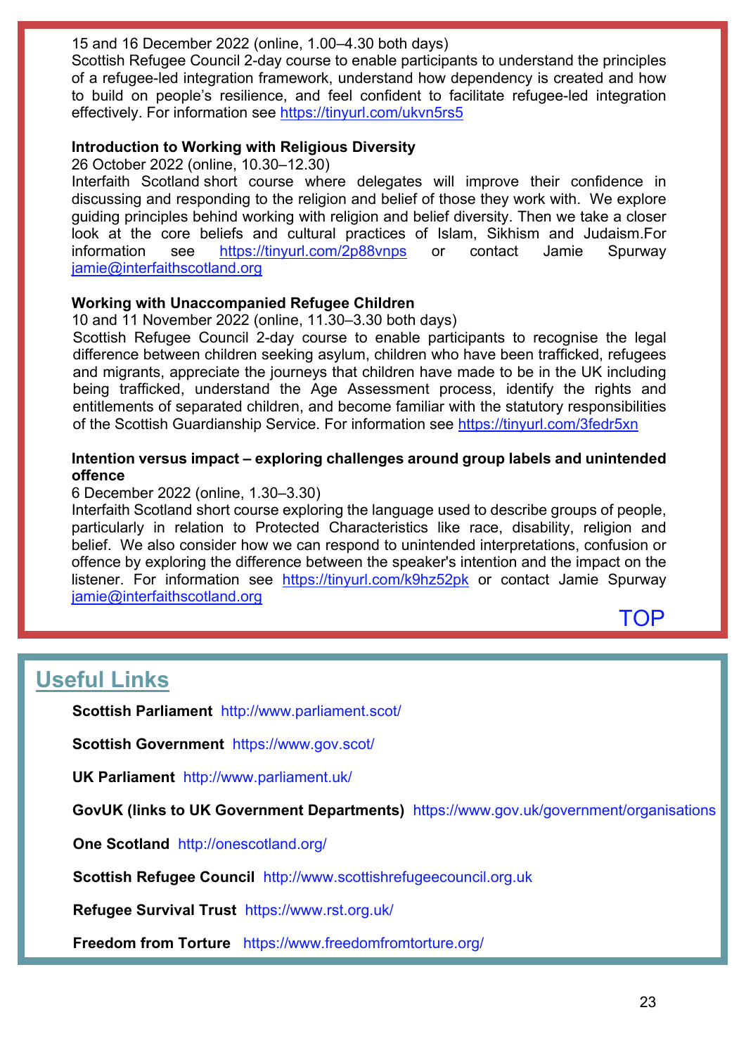15 and 16 December 2022 (online, 1.00–4.30 both days)
Scottish Refugee Council 2-day course to enable participants to understand the principles of a refugee-led integration framework, understand how dependency is created and how to build on people's resilience, and feel confident to facilitate refugee-led integration effectively. For information see https://tinyurl.com/ukvn5rs5

**Introduction to Working with Religious Diversity**
26 October 2022 (online, 10.30–12.30)
Interfaith Scotland short course where delegates will improve their confidence in discussing and responding to the religion and belief of those they work with. We explore guiding principles behind working with religion and belief diversity. Then we take a closer look at the core beliefs and cultural practices of Islam, Sikhism and Judaism.For information see https://tinyurl.com/2p88vnps or contact Jamie Spurway jamie@interfaithscotland.org

**Working with Unaccompanied Refugee Children**
10 and 11 November 2022 (online, 11.30–3.30 both days)
Scottish Refugee Council 2-day course to enable participants to recognise the legal difference between children seeking asylum, children who have been trafficked, refugees and migrants, appreciate the journeys that children have made to be in the UK including being trafficked, understand the Age Assessment process, identify the rights and entitlements of separated children, and become familiar with the statutory responsibilities of the Scottish Guardianship Service. For information see https://tinyurl.com/3fedr5xn

**Intention versus impact – exploring challenges around group labels and unintended offence**
6 December 2022 (online, 1.30–3.30)
Interfaith Scotland short course exploring the language used to describe groups of people, particularly in relation to Protected Characteristics like race, disability, religion and belief. We also consider how we can respond to unintended interpretations, confusion or offence by exploring the difference between the speaker's intention and the impact on the listener. For information see https://tinyurl.com/k9hz52pk or contact Jamie Spurway jamie@interfaithscotland.org

TOP

## Useful Links

**Scottish Parliament** http://www.parliament.scot/

**Scottish Government** https://www.gov.scot/

**UK Parliament** http://www.parliament.uk/

**GovUK (links to UK Government Departments)** https://www.gov.uk/government/organisations

**One Scotland** http://onescotland.org/

**Scottish Refugee Council** http://www.scottishrefugeecouncil.org.uk

**Refugee Survival Trust** https://www.rst.org.uk/

**Freedom from Torture** https://www.freedomfromtorture.org/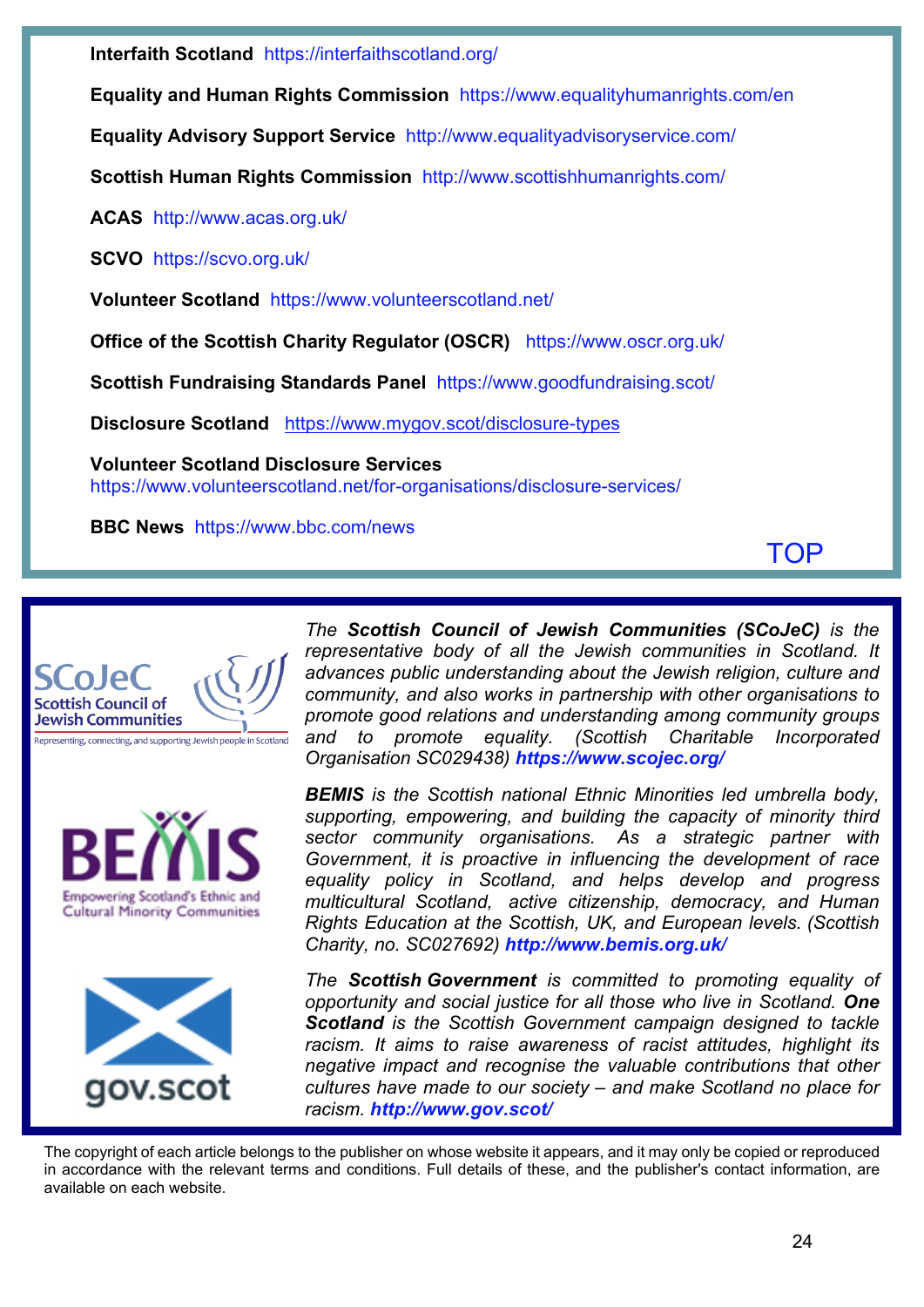**Interfaith Scotland** https://interfaithscotland.org/

**Equality and Human Rights Commission** https://www.equalityhumanrights.com/en

**Equality Advisory Support Service** http://www.equalityadvisoryservice.com/

**Scottish Human Rights Commission** http://www.scottishhumanrights.com/

**ACAS** http://www.acas.org.uk/

**SCVO** https://scvo.org.uk/

**Volunteer Scotland** https://www.volunteerscotland.net/

**Office of the Scottish Charity Regulator (OSCR)** https://www.oscr.org.uk/

**Scottish Fundraising Standards Panel** https://www.goodfundraising.scot/

**Disclosure Scotland** https://www.mygov.scot/disclosure-types

**Volunteer Scotland Disclosure Services**
https://www.volunteerscotland.net/for-organisations/disclosure-services/

**BBC News** https://www.bbc.com/news

TOP

SCoJeC Scottish Council of Jewish Communities
Representing, connecting, and supporting Jewish people in Scotland

*The **Scottish Council of Jewish Communities (SCoJeC)** is the representative body of all the Jewish communities in Scotland. It advances public understanding about the Jewish religion, culture and community, and also works in partnership with other organisations to promote good relations and understanding among community groups and to promote equality. (Scottish Charitable Incorporated Organisation SC029438)* ***https://www.scojec.org/***

BEMIS
Empowering Scotland's Ethnic and Cultural Minority Communities

***BEMIS** is the Scottish national Ethnic Minorities led umbrella body, supporting, empowering, and building the capacity of minority third sector community organisations. As a strategic partner with Government, it is proactive in influencing the development of race equality policy in Scotland, and helps develop and progress multicultural Scotland, active citizenship, democracy, and Human Rights Education at the Scottish, UK, and European levels. (Scottish Charity, no. SC027692)* ***http://www.bemis.org.uk/***

gov.scot

*The **Scottish Government** is committed to promoting equality of opportunity and social justice for all those who live in Scotland. **One Scotland** is the Scottish Government campaign designed to tackle racism. It aims to raise awareness of racist attitudes, highlight its negative impact and recognise the valuable contributions that other cultures have made to our society – and make Scotland no place for racism.* ***http://www.gov.scot/***

The copyright of each article belongs to the publisher on whose website it appears, and it may only be copied or reproduced in accordance with the relevant terms and conditions. Full details of these, and the publisher's contact information, are available on each website.